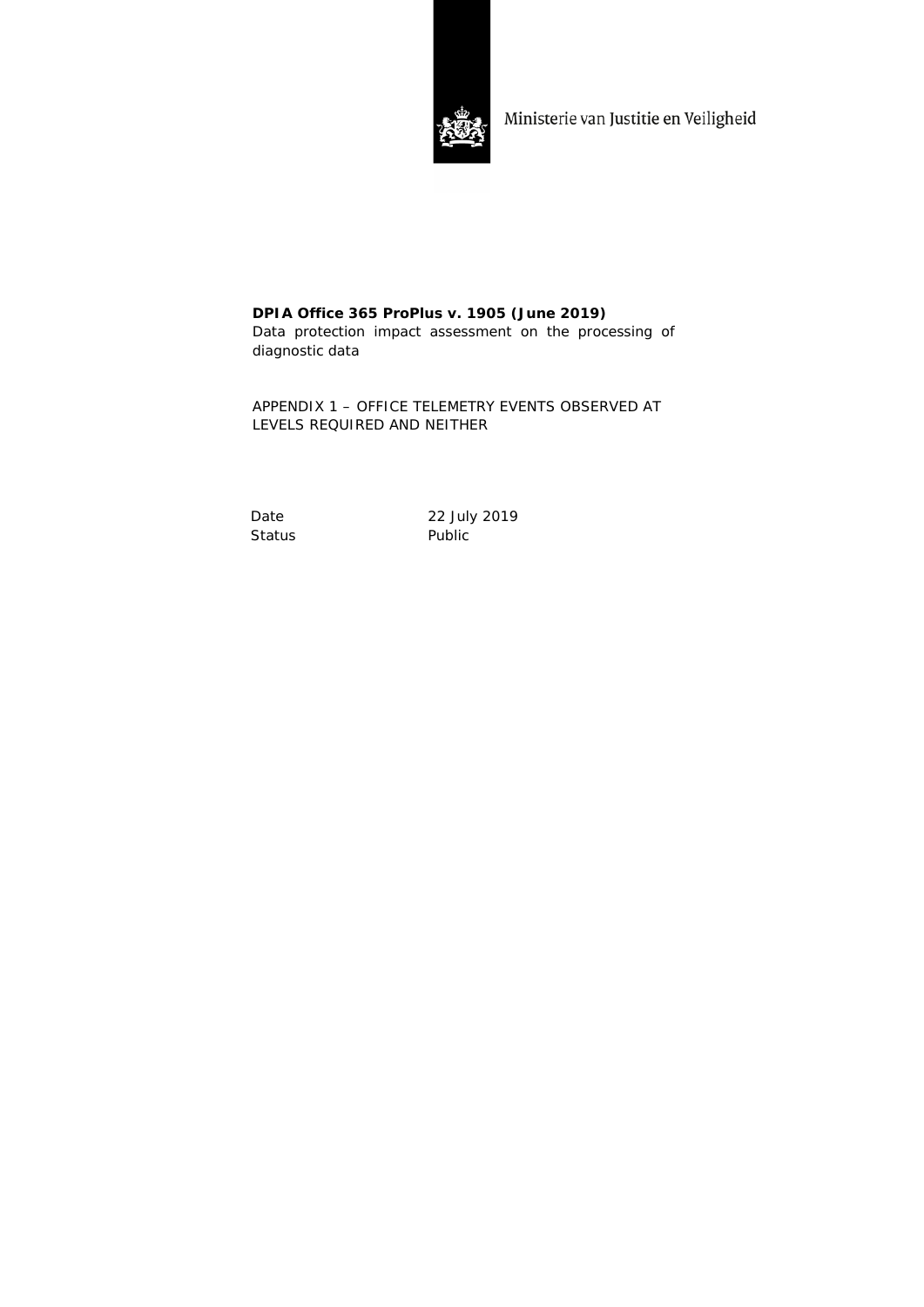Ministerie van Justitie en Veiligheid

**DPIA Office 365 ProPlus v. 1905 (June 2019)**

Data protection impact assessment on the processing of diagnostic data

APPENDIX 1 – OFFICE TELEMETRY EVENTS OBSERVED AT LEVELS REQUIRED AND NEITHER

| | |
|---|---|
| Date | 22 July 2019 |
| Status | Public |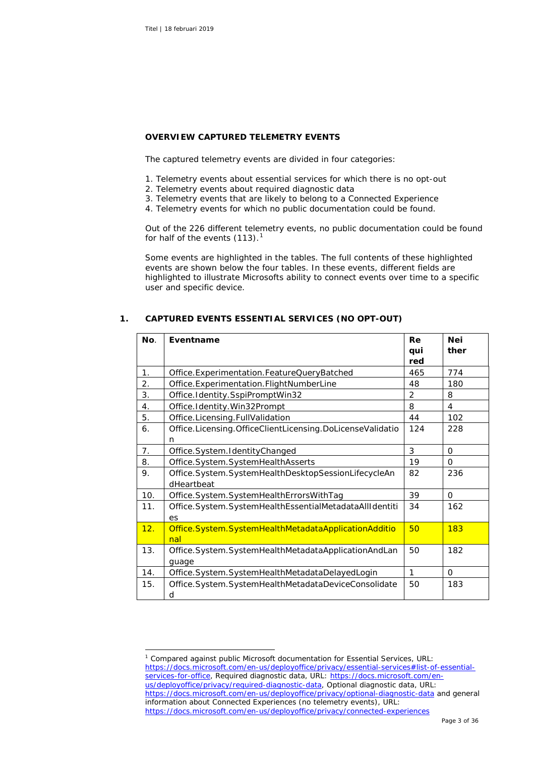## OVERVIEW CAPTURED TELEMETRY EVENTS

The captured telemetry events are divided in four categories:

1. Telemetry events about essential services for which there is no opt-out
2. Telemetry events about required diagnostic data
3. Telemetry events that are likely to belong to a Connected Experience
4. Telemetry events for which no public documentation could be found.

Out of the 226 different telemetry events, no public documentation could be found for half of the events (113).[1]

Some events are highlighted in the tables. The full contents of these highlighted events are shown below the four tables. In these events, different fields are highlighted to illustrate Microsofts ability to connect events over time to a specific user and specific device.

## 1. CAPTURED EVENTS ESSENTIAL SERVICES (NO OPT-OUT)

| No. | Eventname | Required | Neither |
|---|---|---|---|
| 1. | Office.Experimentation.FeatureQueryBatched | 465 | 774 |
| 2. | Office.Experimentation.FlightNumberLine | 48 | 180 |
| 3. | Office.Identity.SspiPromptWin32 | 2 | 8 |
| 4. | Office.Identity.Win32Prompt | 8 | 4 |
| 5. | Office.Licensing.FullValidation | 44 | 102 |
| 6. | Office.Licensing.OfficeClientLicensing.DoLicenseValidation | 124 | 228 |
| 7. | Office.System.IdentityChanged | 3 | 0 |
| 8. | Office.System.SystemHealthAsserts | 19 | 0 |
| 9. | Office.System.SystemHealthDesktopSessionLifecycleAndHeartbeat | 82 | 236 |
| 10. | Office.System.SystemHealthErrorsWithTag | 39 | 0 |
| 11. | Office.System.SystemHealthEssentialMetadataAllIdentities | 34 | 162 |
| 12. | Office.System.SystemHealthMetadataApplicationAdditional | 50 | 183 |
| 13. | Office.System.SystemHealthMetadataApplicationAndLanguage | 50 | 182 |
| 14. | Office.System.SystemHealthMetadataDelayedLogin | 1 | 0 |
| 15. | Office.System.SystemHealthMetadataDeviceConsolidated | 50 | 183 |

[1] Compared against public Microsoft documentation for Essential Services, URL: https://docs.microsoft.com/en-us/deployoffice/privacy/essential-services#list-of-essential-services-for-office, Required diagnostic data, URL: https://docs.microsoft.com/en-us/deployoffice/privacy/required-diagnostic-data, Optional diagnostic data, URL: https://docs.microsoft.com/en-us/deployoffice/privacy/optional-diagnostic-data and general information about Connected Experiences (no telemetry events), URL: https://docs.microsoft.com/en-us/deployoffice/privacy/connected-experiences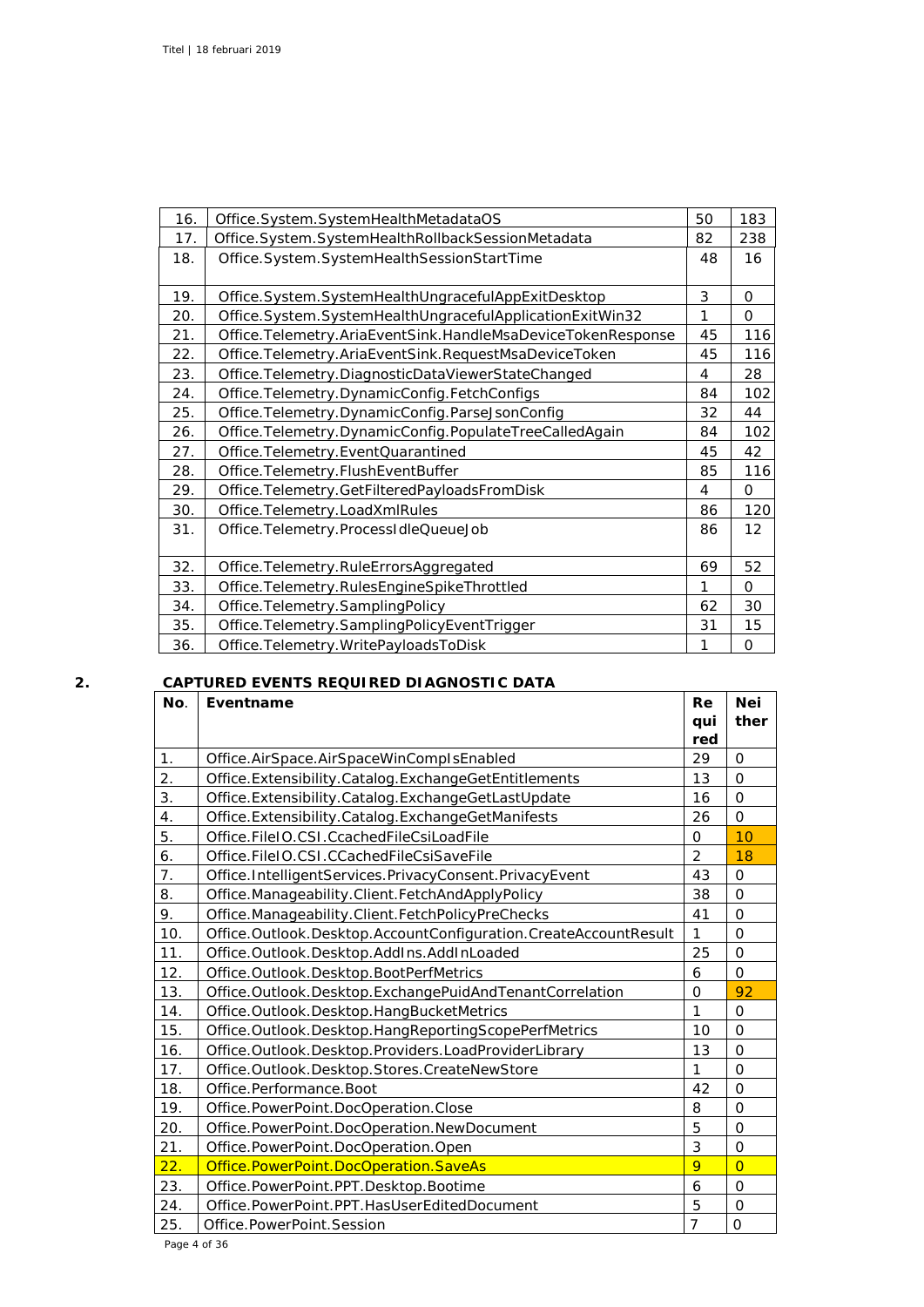| | | | |
|---|---|---|---|
| 16. | Office.System.SystemHealthMetadataOS | 50 | 183 |
| 17. | Office.System.SystemHealthRollbackSessionMetadata | 82 | 238 |
| 18. | Office.System.SystemHealthSessionStartTime | 48 | 16 |
| 19. | Office.System.SystemHealthUngracefulAppExitDesktop | 3 | 0 |
| 20. | Office.System.SystemHealthUngracefulApplicationExitWin32 | 1 | 0 |
| 21. | Office.Telemetry.AriaEventSink.HandleMsaDeviceTokenResponse | 45 | 116 |
| 22. | Office.Telemetry.AriaEventSink.RequestMsaDeviceToken | 45 | 116 |
| 23. | Office.Telemetry.DiagnosticDataViewerStateChanged | 4 | 28 |
| 24. | Office.Telemetry.DynamicConfig.FetchConfigs | 84 | 102 |
| 25. | Office.Telemetry.DynamicConfig.ParseJsonConfig | 32 | 44 |
| 26. | Office.Telemetry.DynamicConfig.PopulateTreeCalledAgain | 84 | 102 |
| 27. | Office.Telemetry.EventQuarantined | 45 | 42 |
| 28. | Office.Telemetry.FlushEventBuffer | 85 | 116 |
| 29. | Office.Telemetry.GetFilteredPayloadsFromDisk | 4 | 0 |
| 30. | Office.Telemetry.LoadXmlRules | 86 | 120 |
| 31. | Office.Telemetry.ProcessIdleQueueJob | 86 | 12 |
| 32. | Office.Telemetry.RuleErrorsAggregated | 69 | 52 |
| 33. | Office.Telemetry.RulesEngineSpikeThrottled | 1 | 0 |
| 34. | Office.Telemetry.SamplingPolicy | 62 | 30 |
| 35. | Office.Telemetry.SamplingPolicyEventTrigger | 31 | 15 |
| 36. | Office.Telemetry.WritePayloadsToDisk | 1 | 0 |

## 2. CAPTURED EVENTS REQUIRED DIAGNOSTIC DATA

| No. | Eventname | Required | Neither |
|---|---|---|---|
| 1. | Office.AirSpace.AirSpaceWinCompIsEnabled | 29 | 0 |
| 2. | Office.Extensibility.Catalog.ExchangeGetEntitlements | 13 | 0 |
| 3. | Office.Extensibility.Catalog.ExchangeGetLastUpdate | 16 | 0 |
| 4. | Office.Extensibility.Catalog.ExchangeGetManifests | 26 | 0 |
| 5. | Office.FileIO.CSI.CcachedFileCsiLoadFile | 0 | 10 |
| 6. | Office.FileIO.CSI.CCachedFileCsiSaveFile | 2 | 18 |
| 7. | Office.IntelligentServices.PrivacyConsent.PrivacyEvent | 43 | 0 |
| 8. | Office.Manageability.Client.FetchAndApplyPolicy | 38 | 0 |
| 9. | Office.Manageability.Client.FetchPolicyPreChecks | 41 | 0 |
| 10. | Office.Outlook.Desktop.AccountConfiguration.CreateAccountResult | 1 | 0 |
| 11. | Office.Outlook.Desktop.AddIns.AddInLoaded | 25 | 0 |
| 12. | Office.Outlook.Desktop.BootPerfMetrics | 6 | 0 |
| 13. | Office.Outlook.Desktop.ExchangePuidAndTenantCorrelation | 0 | 92 |
| 14. | Office.Outlook.Desktop.HangBucketMetrics | 1 | 0 |
| 15. | Office.Outlook.Desktop.HangReportingScopePerfMetrics | 10 | 0 |
| 16. | Office.Outlook.Desktop.Providers.LoadProviderLibrary | 13 | 0 |
| 17. | Office.Outlook.Desktop.Stores.CreateNewStore | 1 | 0 |
| 18. | Office.Performance.Boot | 42 | 0 |
| 19. | Office.PowerPoint.DocOperation.Close | 8 | 0 |
| 20. | Office.PowerPoint.DocOperation.NewDocument | 5 | 0 |
| 21. | Office.PowerPoint.DocOperation.Open | 3 | 0 |
| 22. | Office.PowerPoint.DocOperation.SaveAs | 9 | 0 |
| 23. | Office.PowerPoint.PPT.Desktop.Bootime | 6 | 0 |
| 24. | Office.PowerPoint.PPT.HasUserEditedDocument | 5 | 0 |
| 25. | Office.PowerPoint.Session | 7 | 0 |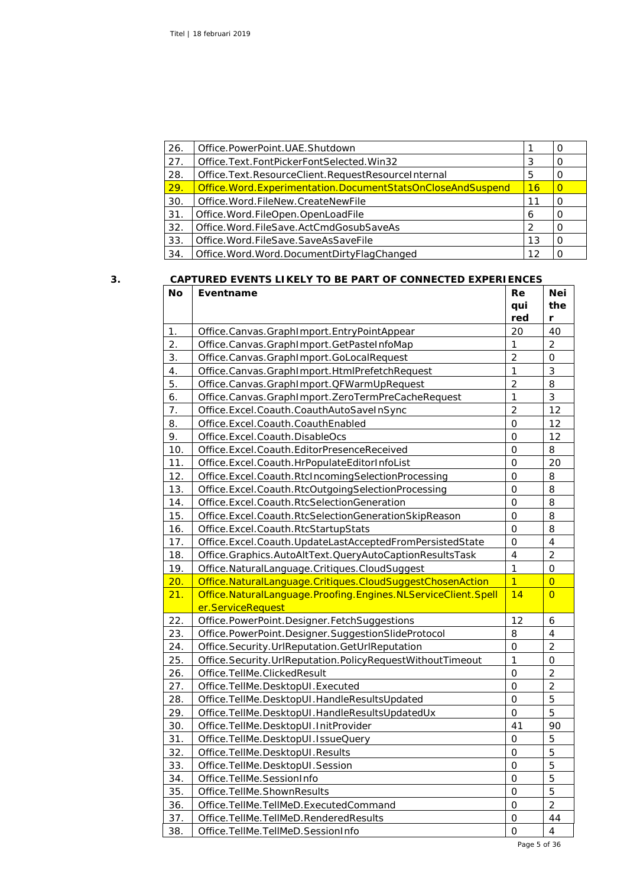| 26. | Office.PowerPoint.UAE.Shutdown | 1 | 0 |
|---|---|---|---|
| 27. | Office.Text.FontPickerFontSelected.Win32 | 3 | 0 |
| 28. | Office.Text.ResourceClient.RequestResourceInternal | 5 | 0 |
| 29. | Office.Word.Experimentation.DocumentStatsOnCloseAndSuspend | 16 | 0 |
| 30. | Office.Word.FileNew.CreateNewFile | 11 | 0 |
| 31. | Office.Word.FileOpen.OpenLoadFile | 6 | 0 |
| 32. | Office.Word.FileSave.ActCmdGosubSaveAs | 2 | 0 |
| 33. | Office.Word.FileSave.SaveAsSaveFile | 13 | 0 |
| 34. | Office.Word.Word.DocumentDirtyFlagChanged | 12 | 0 |

## 3. CAPTURED EVENTS LIKELY TO BE PART OF CONNECTED EXPERIENCES

| No | Eventname | Required | Neither |
|---|---|---|---|
| 1. | Office.Canvas.GraphImport.EntryPointAppear | 20 | 40 |
| 2. | Office.Canvas.GraphImport.GetPasteInfoMap | 1 | 2 |
| 3. | Office.Canvas.GraphImport.GoLocalRequest | 2 | 0 |
| 4. | Office.Canvas.GraphImport.HtmlPrefetchRequest | 1 | 3 |
| 5. | Office.Canvas.GraphImport.QFWarmUpRequest | 2 | 8 |
| 6. | Office.Canvas.GraphImport.ZeroTermPreCacheRequest | 1 | 3 |
| 7. | Office.Excel.Coauth.CoauthAutoSaveInSync | 2 | 12 |
| 8. | Office.Excel.Coauth.CoauthEnabled | 0 | 12 |
| 9. | Office.Excel.Coauth.DisableOcs | 0 | 12 |
| 10. | Office.Excel.Coauth.EditorPresenceReceived | 0 | 8 |
| 11. | Office.Excel.Coauth.HrPopulateEditorInfoList | 0 | 20 |
| 12. | Office.Excel.Coauth.RtcIncomingSelectionProcessing | 0 | 8 |
| 13. | Office.Excel.Coauth.RtcOutgoingSelectionProcessing | 0 | 8 |
| 14. | Office.Excel.Coauth.RtcSelectionGeneration | 0 | 8 |
| 15. | Office.Excel.Coauth.RtcSelectionGenerationSkipReason | 0 | 8 |
| 16. | Office.Excel.Coauth.RtcStartupStats | 0 | 8 |
| 17. | Office.Excel.Coauth.UpdateLastAcceptedFromPersistedState | 0 | 4 |
| 18. | Office.Graphics.AutoAltText.QueryAutoCaptionResultsTask | 4 | 2 |
| 19. | Office.NaturalLanguage.Critiques.CloudSuggest | 1 | 0 |
| 20. | Office.NaturalLanguage.Critiques.CloudSuggestChosenAction | 1 | 0 |
| 21. | Office.NaturalLanguage.Proofing.Engines.NLServiceClient.Speller.ServiceRequest | 14 | 0 |
| 22. | Office.PowerPoint.Designer.FetchSuggestions | 12 | 6 |
| 23. | Office.PowerPoint.Designer.SuggestionSlideProtocol | 8 | 4 |
| 24. | Office.Security.UrlReputation.GetUrlReputation | 0 | 2 |
| 25. | Office.Security.UrlReputation.PolicyRequestWithoutTimeout | 1 | 0 |
| 26. | Office.TellMe.ClickedResult | 0 | 2 |
| 27. | Office.TellMe.DesktopUI.Executed | 0 | 2 |
| 28. | Office.TellMe.DesktopUI.HandleResultsUpdated | 0 | 5 |
| 29. | Office.TellMe.DesktopUI.HandleResultsUpdatedUx | 0 | 5 |
| 30. | Office.TellMe.DesktopUI.InitProvider | 41 | 90 |
| 31. | Office.TellMe.DesktopUI.IssueQuery | 0 | 5 |
| 32. | Office.TellMe.DesktopUI.Results | 0 | 5 |
| 33. | Office.TellMe.DesktopUI.Session | 0 | 5 |
| 34. | Office.TellMe.SessionInfo | 0 | 5 |
| 35. | Office.TellMe.ShownResults | 0 | 5 |
| 36. | Office.TellMe.TellMeD.ExecutedCommand | 0 | 2 |
| 37. | Office.TellMe.TellMeD.RenderedResults | 0 | 44 |
| 38. | Office.TellMe.TellMeD.SessionInfo | 0 | 4 |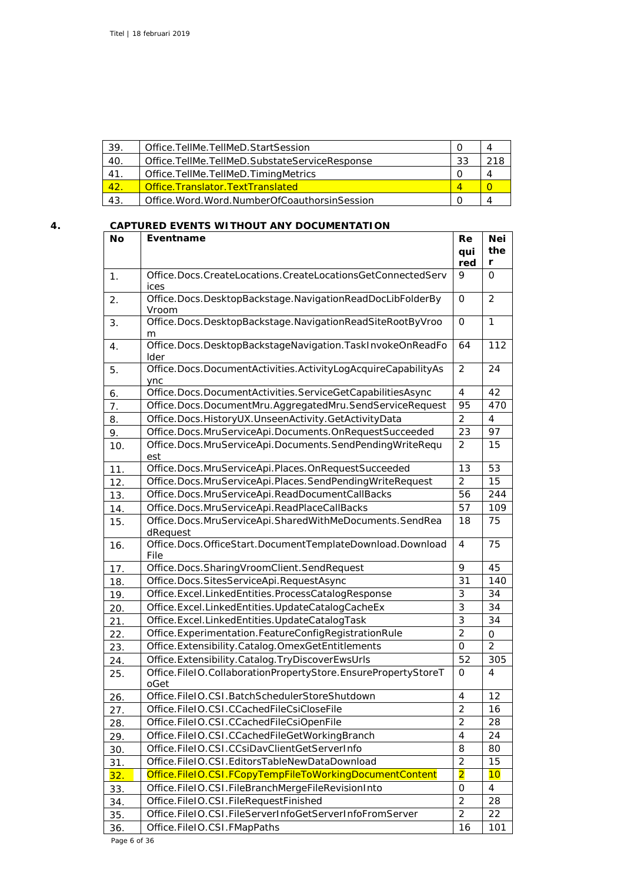| | | | |
|---|---|---|---|
| 39. | Office.TellMe.TellMeD.StartSession | 0 | 4 |
| 40. | Office.TellMe.TellMeD.SubstateServiceResponse | 33 | 218 |
| 41. | Office.TellMe.TellMeD.TimingMetrics | 0 | 4 |
| 42. | Office.Translator.TextTranslated | 4 | 0 |
| 43. | Office.Word.Word.NumberOfCoauthorsinSession | 0 | 4 |

## 4. CAPTURED EVENTS WITHOUT ANY DOCUMENTATION

| No | Eventname | Required | Neither |
|---|---|---|---|
| 1. | Office.Docs.CreateLocations.CreateLocationsGetConnectedServices | 9 | 0 |
| 2. | Office.Docs.DesktopBackstage.NavigationReadDocLibFolderByVroom | 0 | 2 |
| 3. | Office.Docs.DesktopBackstage.NavigationReadSiteRootByVroom | 0 | 1 |
| 4. | Office.Docs.DesktopBackstageNavigation.TaskInvokeOnReadFolder | 64 | 112 |
| 5. | Office.Docs.DocumentActivities.ActivityLogAcquireCapabilityAsync | 2 | 24 |
| 6. | Office.Docs.DocumentActivities.ServiceGetCapabilitiesAsync | 4 | 42 |
| 7. | Office.Docs.DocumentMru.AggregatedMru.SendServiceRequest | 95 | 470 |
| 8. | Office.Docs.HistoryUX.UnseenActivity.GetActivityData | 2 | 4 |
| 9. | Office.Docs.MruServiceApi.Documents.OnRequestSucceeded | 23 | 97 |
| 10. | Office.Docs.MruServiceApi.Documents.SendPendingWriteRequest | 2 | 15 |
| 11. | Office.Docs.MruServiceApi.Places.OnRequestSucceeded | 13 | 53 |
| 12. | Office.Docs.MruServiceApi.Places.SendPendingWriteRequest | 2 | 15 |
| 13. | Office.Docs.MruServiceApi.ReadDocumentCallBacks | 56 | 244 |
| 14. | Office.Docs.MruServiceApi.ReadPlaceCallBacks | 57 | 109 |
| 15. | Office.Docs.MruServiceApi.SharedWithMeDocuments.SendReadRequest | 18 | 75 |
| 16. | Office.Docs.OfficeStart.DocumentTemplateDownload.DownloadFile | 4 | 75 |
| 17. | Office.Docs.SharingVroomClient.SendRequest | 9 | 45 |
| 18. | Office.Docs.SitesServiceApi.RequestAsync | 31 | 140 |
| 19. | Office.Excel.LinkedEntities.ProcessCatalogResponse | 3 | 34 |
| 20. | Office.Excel.LinkedEntities.UpdateCatalogCacheEx | 3 | 34 |
| 21. | Office.Excel.LinkedEntities.UpdateCatalogTask | 3 | 34 |
| 22. | Office.Experimentation.FeatureConfigRegistrationRule | 2 | 0 |
| 23. | Office.Extensibility.Catalog.OmexGetEntitlements | 0 | 2 |
| 24. | Office.Extensibility.Catalog.TryDiscoverEwsUrls | 52 | 305 |
| 25. | Office.FileIO.CollaborationPropertyStore.EnsurePropertyStoreToGet | 0 | 4 |
| 26. | Office.FileIO.CSI.BatchSchedulerStoreShutdown | 4 | 12 |
| 27. | Office.FileIO.CSI.CCachedFileCsiCloseFile | 2 | 16 |
| 28. | Office.FileIO.CSI.CCachedFileCsiOpenFile | 2 | 28 |
| 29. | Office.FileIO.CSI.CCachedFileGetWorkingBranch | 4 | 24 |
| 30. | Office.FileIO.CSI.CCsiDavClientGetServerInfo | 8 | 80 |
| 31. | Office.FileIO.CSI.EditorsTableNewDataDownload | 2 | 15 |
| 32. | Office.FileIO.CSI.FCopyTempFileToWorkingDocumentContent | 2 | 10 |
| 33. | Office.FileIO.CSI.FileBranchMergeFileRevisionInto | 0 | 4 |
| 34. | Office.FileIO.CSI.FileRequestFinished | 2 | 28 |
| 35. | Office.FileIO.CSI.FileServerInfoGetServerInfoFromServer | 2 | 22 |
| 36. | Office.FileIO.CSI.FMapPaths | 16 | 101 |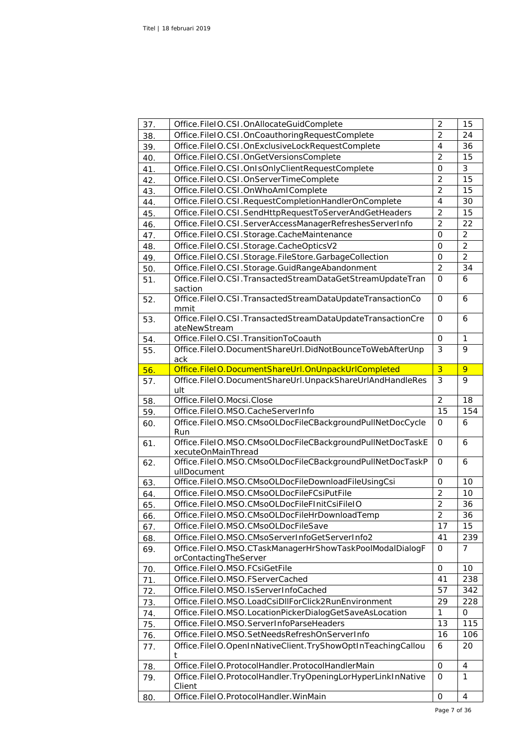| | | | |
|---|---|---|---|
| 37. | Office.FileIO.CSI.OnAllocateGuidComplete | 2 | 15 |
| 38. | Office.FileIO.CSI.OnCoauthoringRequestComplete | 2 | 24 |
| 39. | Office.FileIO.CSI.OnExclusiveLockRequestComplete | 4 | 36 |
| 40. | Office.FileIO.CSI.OnGetVersionsComplete | 2 | 15 |
| 41. | Office.FileIO.CSI.OnIsOnlyClientRequestComplete | 0 | 3 |
| 42. | Office.FileIO.CSI.OnServerTimeComplete | 2 | 15 |
| 43. | Office.FileIO.CSI.OnWhoAmIComplete | 2 | 15 |
| 44. | Office.FileIO.CSI.RequestCompletionHandlerOnComplete | 4 | 30 |
| 45. | Office.FileIO.CSI.SendHttpRequestToServerAndGetHeaders | 2 | 15 |
| 46. | Office.FileIO.CSI.ServerAccessManagerRefreshesServerInfo | 2 | 22 |
| 47. | Office.FileIO.CSI.Storage.CacheMaintenance | 0 | 2 |
| 48. | Office.FileIO.CSI.Storage.CacheOpticsV2 | 0 | 2 |
| 49. | Office.FileIO.CSI.Storage.FileStore.GarbageCollection | 0 | 2 |
| 50. | Office.FileIO.CSI.Storage.GuidRangeAbandonment | 2 | 34 |
| 51. | Office.FileIO.CSI.TransactedStreamDataGetStreamUpdateTransaction | 0 | 6 |
| 52. | Office.FileIO.CSI.TransactedStreamDataUpdateTransactionCommit | 0 | 6 |
| 53. | Office.FileIO.CSI.TransactedStreamDataUpdateTransactionCreateNewStream | 0 | 6 |
| 54. | Office.FileIO.CSI.TransitionToCoauth | 0 | 1 |
| 55. | Office.FileIO.DocumentShareUrl.DidNotBounceToWebAfterUnpack | 3 | 9 |
| 56. | Office.FileIO.DocumentShareUrl.OnUnpackUrlCompleted | 3 | 9 |
| 57. | Office.FileIO.DocumentShareUrl.UnpackShareUrlAndHandleResult | 3 | 9 |
| 58. | Office.FileIO.Mocsi.Close | 2 | 18 |
| 59. | Office.FileIO.MSO.CacheServerInfo | 15 | 154 |
| 60. | Office.FileIO.MSO.CMsoOLDocFileCBackgroundPullNetDocCycleRun | 0 | 6 |
| 61. | Office.FileIO.MSO.CMsoOLDocFileCBackgroundPullNetDocTaskExecuteOnMainThread | 0 | 6 |
| 62. | Office.FileIO.MSO.CMsoOLDocFileCBackgroundPullNetDocTaskPullDocument | 0 | 6 |
| 63. | Office.FileIO.MSO.CMsoOLDocFileDownloadFileUsingCsi | 0 | 10 |
| 64. | Office.FileIO.MSO.CMsoOLDocFileFCsiPutFile | 2 | 10 |
| 65. | Office.FileIO.MSO.CMsoOLDocFileFInitCsiFileIO | 2 | 36 |
| 66. | Office.FileIO.MSO.CMsoOLDocFileHrDownloadTemp | 2 | 36 |
| 67. | Office.FileIO.MSO.CMsoOLDocFileSave | 17 | 15 |
| 68. | Office.FileIO.MSO.CMsoServerInfoGetServerInfo2 | 41 | 239 |
| 69. | Office.FileIO.MSO.CTaskManagerHrShowTaskPoolModalDialogForContactingTheServer | 0 | 7 |
| 70. | Office.FileIO.MSO.FCsiGetFile | 0 | 10 |
| 71. | Office.FileIO.MSO.FServerCached | 41 | 238 |
| 72. | Office.FileIO.MSO.IsServerInfoCached | 57 | 342 |
| 73. | Office.FileIO.MSO.LoadCsiDllForClick2RunEnvironment | 29 | 228 |
| 74. | Office.FileIO.MSO.LocationPickerDialogGetSaveAsLocation | 1 | 0 |
| 75. | Office.FileIO.MSO.ServerInfoParseHeaders | 13 | 115 |
| 76. | Office.FileIO.MSO.SetNeedsRefreshOnServerInfo | 16 | 106 |
| 77. | Office.FileIO.OpenInNativeClient.TryShowOptInTeachingCallout | 6 | 20 |
| 78. | Office.FileIO.ProtocolHandler.ProtocolHandlerMain | 0 | 4 |
| 79. | Office.FileIO.ProtocolHandler.TryOpeningLorHyperLinkInNativeClient | 0 | 1 |
| 80. | Office.FileIO.ProtocolHandler.WinMain | 0 | 4 |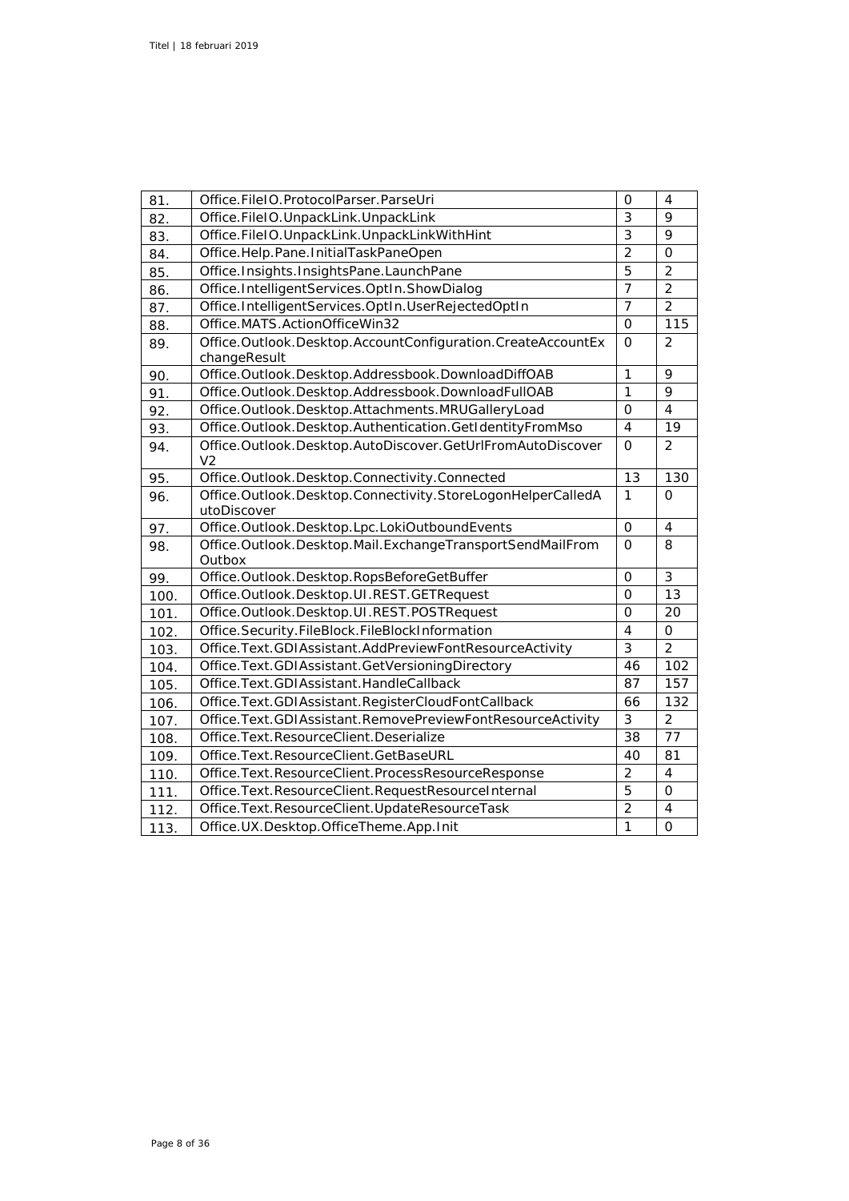| | | | |
|---|---|---|---|
| 81. | Office.FileIO.ProtocolParser.ParseUri | 0 | 4 |
| 82. | Office.FileIO.UnpackLink.UnpackLink | 3 | 9 |
| 83. | Office.FileIO.UnpackLink.UnpackLinkWithHint | 3 | 9 |
| 84. | Office.Help.Pane.InitialTaskPaneOpen | 2 | 0 |
| 85. | Office.Insights.InsightsPane.LaunchPane | 5 | 2 |
| 86. | Office.IntelligentServices.OptIn.ShowDialog | 7 | 2 |
| 87. | Office.IntelligentServices.OptIn.UserRejectedOptIn | 7 | 2 |
| 88. | Office.MATS.ActionOfficeWin32 | 0 | 115 |
| 89. | Office.Outlook.Desktop.AccountConfiguration.CreateAccountExchangeResult | 0 | 2 |
| 90. | Office.Outlook.Desktop.Addressbook.DownloadDiffOAB | 1 | 9 |
| 91. | Office.Outlook.Desktop.Addressbook.DownloadFullOAB | 1 | 9 |
| 92. | Office.Outlook.Desktop.Attachments.MRUGalleryLoad | 0 | 4 |
| 93. | Office.Outlook.Desktop.Authentication.GetIdentityFromMso | 4 | 19 |
| 94. | Office.Outlook.Desktop.AutoDiscover.GetUrlFromAutoDiscoverV2 | 0 | 2 |
| 95. | Office.Outlook.Desktop.Connectivity.Connected | 13 | 130 |
| 96. | Office.Outlook.Desktop.Connectivity.StoreLogonHelperCalledAutoDiscover | 1 | 0 |
| 97. | Office.Outlook.Desktop.Lpc.LokiOutboundEvents | 0 | 4 |
| 98. | Office.Outlook.Desktop.Mail.ExchangeTransportSendMailFromOutbox | 0 | 8 |
| 99. | Office.Outlook.Desktop.RopsBeforeGetBuffer | 0 | 3 |
| 100. | Office.Outlook.Desktop.UI.REST.GETRequest | 0 | 13 |
| 101. | Office.Outlook.Desktop.UI.REST.POSTRequest | 0 | 20 |
| 102. | Office.Security.FileBlock.FileBlockInformation | 4 | 0 |
| 103. | Office.Text.GDIAssistant.AddPreviewFontResourceActivity | 3 | 2 |
| 104. | Office.Text.GDIAssistant.GetVersioningDirectory | 46 | 102 |
| 105. | Office.Text.GDIAssistant.HandleCallback | 87 | 157 |
| 106. | Office.Text.GDIAssistant.RegisterCloudFontCallback | 66 | 132 |
| 107. | Office.Text.GDIAssistant.RemovePreviewFontResourceActivity | 3 | 2 |
| 108. | Office.Text.ResourceClient.Deserialize | 38 | 77 |
| 109. | Office.Text.ResourceClient.GetBaseURL | 40 | 81 |
| 110. | Office.Text.ResourceClient.ProcessResourceResponse | 2 | 4 |
| 111. | Office.Text.ResourceClient.RequestResourceInternal | 5 | 0 |
| 112. | Office.Text.ResourceClient.UpdateResourceTask | 2 | 4 |
| 113. | Office.UX.Desktop.OfficeTheme.App.Init | 1 | 0 |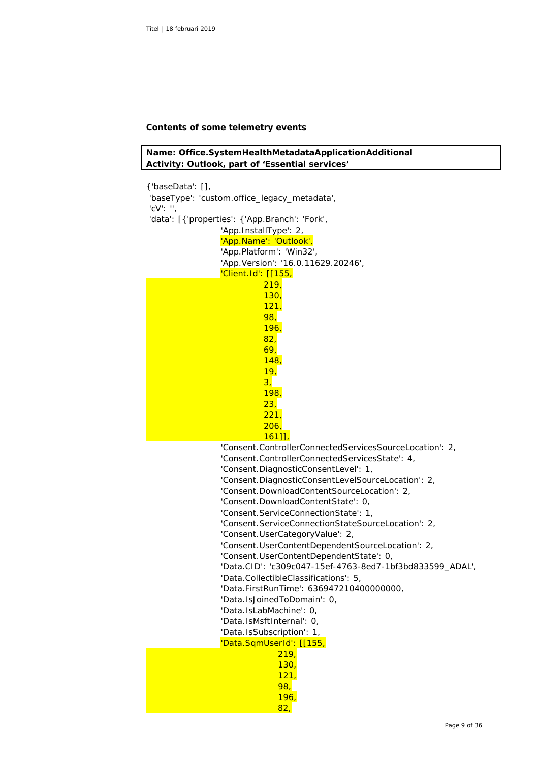**Contents of some telemetry events**

| |
|---|
| **Name: Office.SystemHealthMetadataApplicationAdditional**<br>**Activity: Outlook, part of 'Essential services'** |

```
{'baseData': [],
 'baseType': 'custom.office_legacy_metadata',
 'cV': '',
 'data': [{'properties': {'App.Branch': 'Fork',
                          'App.InstallType': 2,
                          'App.Name': 'Outlook',
                          'App.Platform': 'Win32',
                          'App.Version': '16.0.11629.20246',
                          'Client.Id': [[155,
                                         219,
                                         130,
                                         121,
                                         98,
                                         196,
                                         82,
                                         69,
                                         148,
                                         19,
                                         3,
                                         198,
                                         23,
                                         221,
                                         206,
                                         161]],
                          'Consent.ControllerConnectedServicesSourceLocation': 2,
                          'Consent.ControllerConnectedServicesState': 4,
                          'Consent.DiagnosticConsentLevel': 1,
                          'Consent.DiagnosticConsentLevelSourceLocation': 2,
                          'Consent.DownloadContentSourceLocation': 2,
                          'Consent.DownloadContentState': 0,
                          'Consent.ServiceConnectionState': 1,
                          'Consent.ServiceConnectionStateSourceLocation': 2,
                          'Consent.UserCategoryValue': 2,
                          'Consent.UserContentDependentSourceLocation': 2,
                          'Consent.UserContentDependentState': 0,
                          'Data.CID': 'c309c047-15ef-4763-8ed7-1bf3bd833599_ADAL',
                          'Data.CollectibleClassifications': 5,
                          'Data.FirstRunTime': 636947210400000000,
                          'Data.IsJoinedToDomain': 0,
                          'Data.IsLabMachine': 0,
                          'Data.IsMsftInternal': 0,
                          'Data.IsSubscription': 1,
                          'Data.SqmUserId': [[155,
                                              219,
                                              130,
                                              121,
                                              98,
                                              196,
                                              82,
```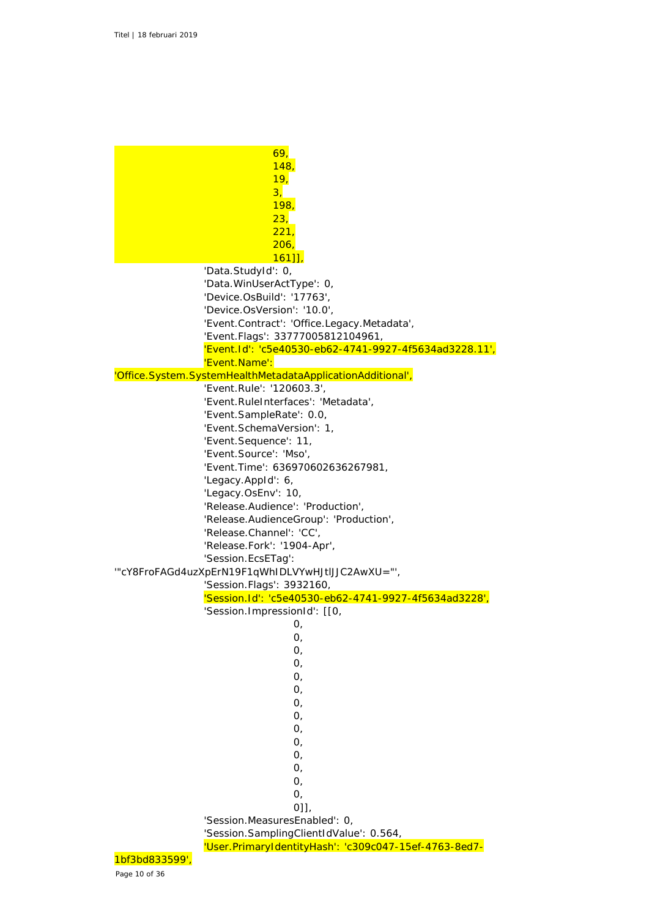```
                              69,
                              148,
                              19,
                              3,
                              198,
                              23,
                              221,
                              206,
                              161]],
                 'Data.StudyId': 0,
                 'Data.WinUserActType': 0,
                 'Device.OsBuild': '17763',
                 'Device.OsVersion': '10.0',
                 'Event.Contract': 'Office.Legacy.Metadata',
                 'Event.Flags': 33777005812104961,
                 'Event.Id': 'c5e40530-eb62-4741-9927-4f5634ad3228.11',
                 'Event.Name':
'Office.System.SystemHealthMetadataApplicationAdditional',
                 'Event.Rule': '120603.3',
                 'Event.RuleInterfaces': 'Metadata',
                 'Event.SampleRate': 0.0,
                 'Event.SchemaVersion': 1,
                 'Event.Sequence': 11,
                 'Event.Source': 'Mso',
                 'Event.Time': 636970602636267981,
                 'Legacy.AppId': 6,
                 'Legacy.OsEnv': 10,
                 'Release.Audience': 'Production',
                 'Release.AudienceGroup': 'Production',
                 'Release.Channel': 'CC',
                 'Release.Fork': '1904-Apr',
                 'Session.EcsETag':
'"cY8FroFAGd4uzXpErN19F1qWhIDLVYwHJtlJJC2AwXU="',
                 'Session.Flags': 3932160,
                 'Session.Id': 'c5e40530-eb62-4741-9927-4f5634ad3228',
                 'Session.ImpressionId': [[0,
                                0,
                                0,
                                0,
                                0,
                                0,
                                0,
                                0,
                                0,
                                0,
                                0,
                                0,
                                0,
                                0,
                                0,
                                0]],
                 'Session.MeasuresEnabled': 0,
                 'Session.SamplingClientIdValue': 0.564,
                 'User.PrimaryIdentityHash': 'c309c047-15ef-4763-8ed7-
1bf3bd833599',
```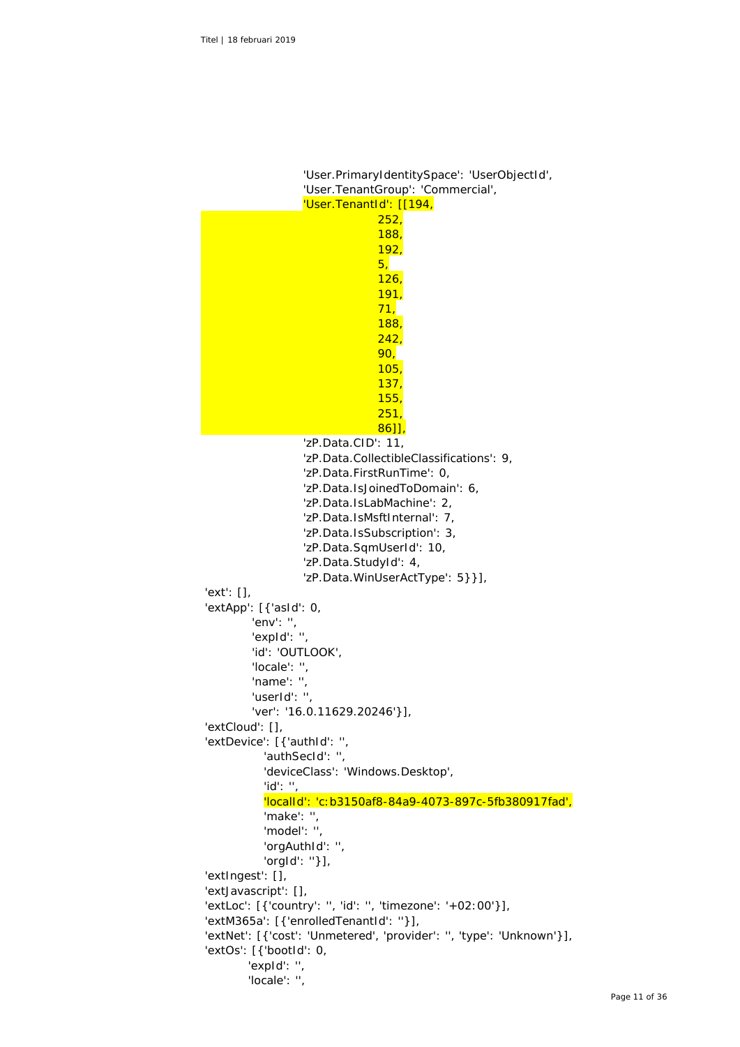```
                    'User.PrimaryIdentitySpace': 'UserObjectId',
                    'User.TenantGroup': 'Commercial',
                    'User.TenantId': [[194,
                                      252,
                                      188,
                                      192,
                                      5,
                                      126,
                                      191,
                                      71,
                                      188,
                                      242,
                                      90,
                                      105,
                                      137,
                                      155,
                                      251,
                                      86]],
                    'zP.Data.CID': 11,
                    'zP.Data.CollectibleClassifications': 9,
                    'zP.Data.FirstRunTime': 0,
                    'zP.Data.IsJoinedToDomain': 6,
                    'zP.Data.IsLabMachine': 2,
                    'zP.Data.IsMsftInternal': 7,
                    'zP.Data.IsSubscription': 3,
                    'zP.Data.SqmUserId': 10,
                    'zP.Data.StudyId': 4,
                    'zP.Data.WinUserActType': 5}}],
'ext': [],
'extApp': [{'asId': 0,
           'env': '',
           'expId': '',
           'id': 'OUTLOOK',
           'locale': '',
           'name': '',
           'userId': '',
           'ver': '16.0.11629.20246'}],
'extCloud': [],
'extDevice': [{'authId': '',
              'authSecId': '',
              'deviceClass': 'Windows.Desktop',
              'id': '',
              'localId': 'c:b3150af8-84a9-4073-897c-5fb380917fad',
              'make': '',
              'model': '',
              'orgAuthId': '',
              'orgId': ''}],
'extIngest': [],
'extJavascript': [],
'extLoc': [{'country': '', 'id': '', 'timezone': '+02:00'}],
'extM365a': [{'enrolledTenantId': ''}],
'extNet': [{'cost': 'Unmetered', 'provider': '', 'type': 'Unknown'}],
'extOs': [{'bootId': 0,
          'expId': '',
          'locale': '',
```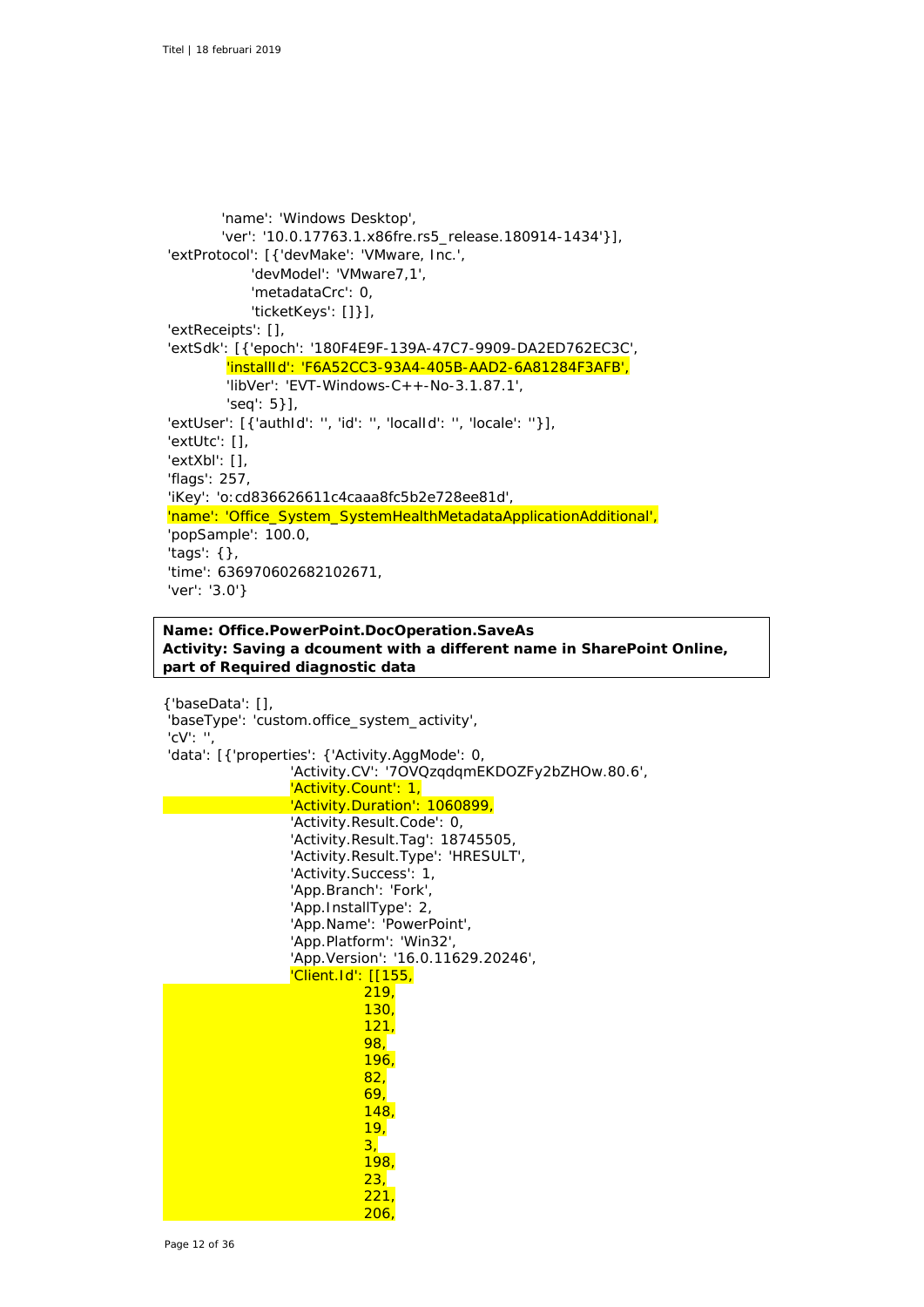```
          'name': 'Windows Desktop',
          'ver': '10.0.17763.1.x86fre.rs5_release.180914-1434'}],
 'extProtocol': [{'devMake': 'VMware, Inc.',
                 'devModel': 'VMware7,1',
                 'metadataCrc': 0,
                 'ticketKeys': []}],
 'extReceipts': [],
 'extSdk': [{'epoch': '180F4E9F-139A-47C7-9909-DA2ED762EC3C',
            'installId': 'F6A52CC3-93A4-405B-AAD2-6A81284F3AFB',
            'libVer': 'EVT-Windows-C++-No-3.1.87.1',
            'seq': 5}],
 'extUser': [{'authId': '', 'id': '', 'localId': '', 'locale': ''}],
 'extUtc': [],
 'extXbl': [],
 'flags': 257,
 'iKey': 'o:cd836626611c4caaa8fc5b2e728ee81d',
 'name': 'Office_System_SystemHealthMetadataApplicationAdditional',
 'popSample': 100.0,
 'tags': {},
 'time': 636970602682102671,
 'ver': '3.0'}
```

**Name: Office.PowerPoint.DocOperation.SaveAs**
**Activity: Saving a dcoument with a different name in SharePoint Online, part of Required diagnostic data**

```
{'baseData': [],
 'baseType': 'custom.office_system_activity',
 'cV': '',
 'data': [{'properties': {'Activity.AggMode': 0,
                   'Activity.CV': '7OVQzqdqmEKDOZFy2bZHOw.80.6',
                   'Activity.Count': 1,
                   'Activity.Duration': 1060899,
                   'Activity.Result.Code': 0,
                   'Activity.Result.Tag': 18745505,
                   'Activity.Result.Type': 'HRESULT',
                   'Activity.Success': 1,
                   'App.Branch': 'Fork',
                   'App.InstallType': 2,
                   'App.Name': 'PowerPoint',
                   'App.Platform': 'Win32',
                   'App.Version': '16.0.11629.20246',
                   'Client.Id': [[155,
                                 219,
                                 130,
                                 121,
                                 98,
                                 196,
                                 82,
                                 69,
                                 148,
                                 19,
                                 3,
                                 198,
                                 23,
                                 221,
                                 206,
```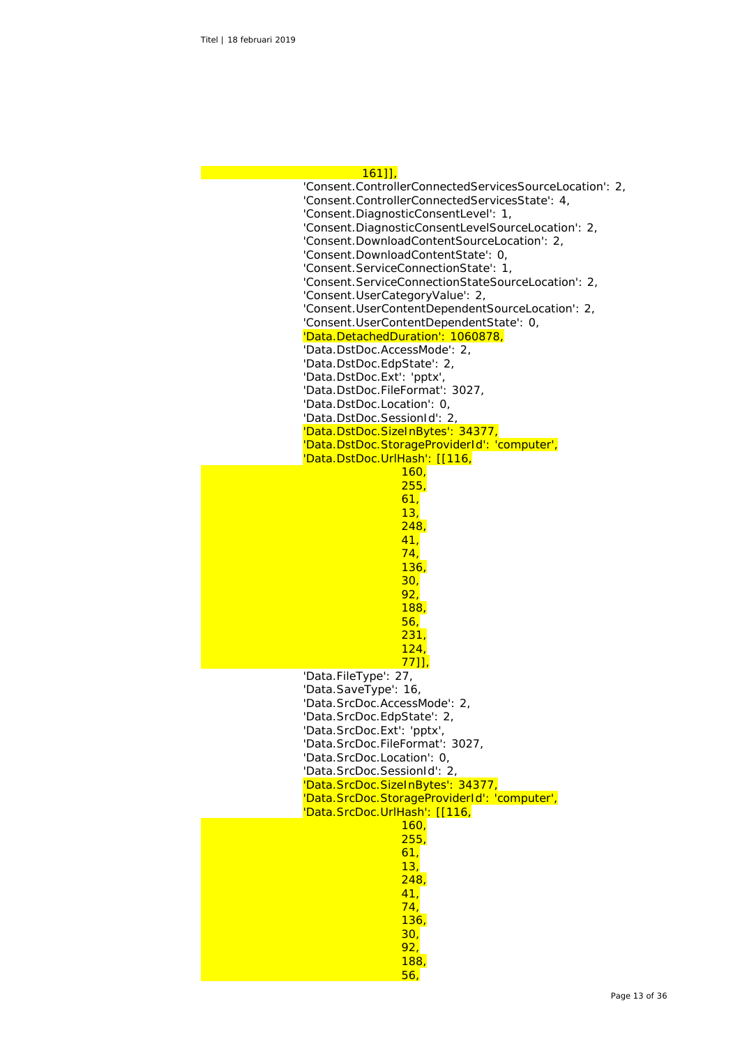```
                                161]],
                  'Consent.ControllerConnectedServicesSourceLocation': 2,
                  'Consent.ControllerConnectedServicesState': 4,
                  'Consent.DiagnosticConsentLevel': 1,
                  'Consent.DiagnosticConsentLevelSourceLocation': 2,
                  'Consent.DownloadContentSourceLocation': 2,
                  'Consent.DownloadContentState': 0,
                  'Consent.ServiceConnectionState': 1,
                  'Consent.ServiceConnectionStateSourceLocation': 2,
                  'Consent.UserCategoryValue': 2,
                  'Consent.UserContentDependentSourceLocation': 2,
                  'Consent.UserContentDependentState': 0,
                  'Data.DetachedDuration': 1060878,
                  'Data.DstDoc.AccessMode': 2,
                  'Data.DstDoc.EdpState': 2,
                  'Data.DstDoc.Ext': 'pptx',
                  'Data.DstDoc.FileFormat': 3027,
                  'Data.DstDoc.Location': 0,
                  'Data.DstDoc.SessionId': 2,
                  'Data.DstDoc.SizeInBytes': 34377,
                  'Data.DstDoc.StorageProviderId': 'computer',
                  'Data.DstDoc.UrlHash': [[116,
                                           160,
                                           255,
                                           61,
                                           13,
                                           248,
                                           41,
                                           74,
                                           136,
                                           30,
                                           92,
                                           188,
                                           56,
                                           231,
                                           124,
                                           77]],
                  'Data.FileType': 27,
                  'Data.SaveType': 16,
                  'Data.SrcDoc.AccessMode': 2,
                  'Data.SrcDoc.EdpState': 2,
                  'Data.SrcDoc.Ext': 'pptx',
                  'Data.SrcDoc.FileFormat': 3027,
                  'Data.SrcDoc.Location': 0,
                  'Data.SrcDoc.SessionId': 2,
                  'Data.SrcDoc.SizeInBytes': 34377,
                  'Data.SrcDoc.StorageProviderId': 'computer',
                  'Data.SrcDoc.UrlHash': [[116,
                                           160,
                                           255,
                                           61,
                                           13,
                                           248,
                                           41,
                                           74,
                                           136,
                                           30,
                                           92,
                                           188,
                                           56,
```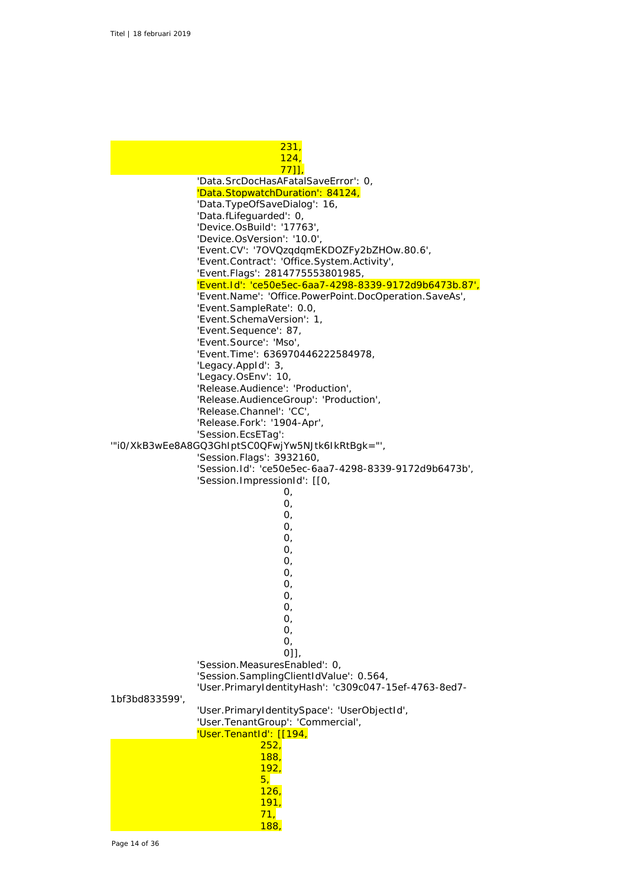```
                                    231,
                                    124,
                                    77]],
                'Data.SrcDocHasAFatalSaveError': 0,
                'Data.StopwatchDuration': 84124,
                'Data.TypeOfSaveDialog': 16,
                'Data.fLifeguarded': 0,
                'Device.OsBuild': '17763',
                'Device.OsVersion': '10.0',
                'Event.CV': '7OVQzqdqmEKDOZFy2bZHOw.80.6',
                'Event.Contract': 'Office.System.Activity',
                'Event.Flags': 2814775553801985,
                'Event.Id': 'ce50e5ec-6aa7-4298-8339-9172d9b6473b.87',
                'Event.Name': 'Office.PowerPoint.DocOperation.SaveAs',
                'Event.SampleRate': 0.0,
                'Event.SchemaVersion': 1,
                'Event.Sequence': 87,
                'Event.Source': 'Mso',
                'Event.Time': 636970446222584978,
                'Legacy.AppId': 3,
                'Legacy.OsEnv': 10,
                'Release.Audience': 'Production',
                'Release.AudienceGroup': 'Production',
                'Release.Channel': 'CC',
                'Release.Fork': '1904-Apr',
                'Session.EcsETag':
'"i0/XkB3wEe8A8GQ3GhIptSC0QFwjYw5NJtk6IkRtBgk="',
                'Session.Flags': 3932160,
                'Session.Id': 'ce50e5ec-6aa7-4298-8339-9172d9b6473b',
                'Session.ImpressionId': [[0,
                                    0,
                                    0,
                                    0,
                                    0,
                                    0,
                                    0,
                                    0,
                                    0,
                                    0,
                                    0,
                                    0,
                                    0,
                                    0,
                                    0,
                                    0]],
                'Session.MeasuresEnabled': 0,
                'Session.SamplingClientIdValue': 0.564,
                'User.PrimaryIdentityHash': 'c309c047-15ef-4763-8ed7-
1bf3bd833599',
                'User.PrimaryIdentitySpace': 'UserObjectId',
                'User.TenantGroup': 'Commercial',
                'User.TenantId': [[194,
                                252,
                                188,
                                192,
                                5,
                                126,
                                191,
                                71,
                                188,
```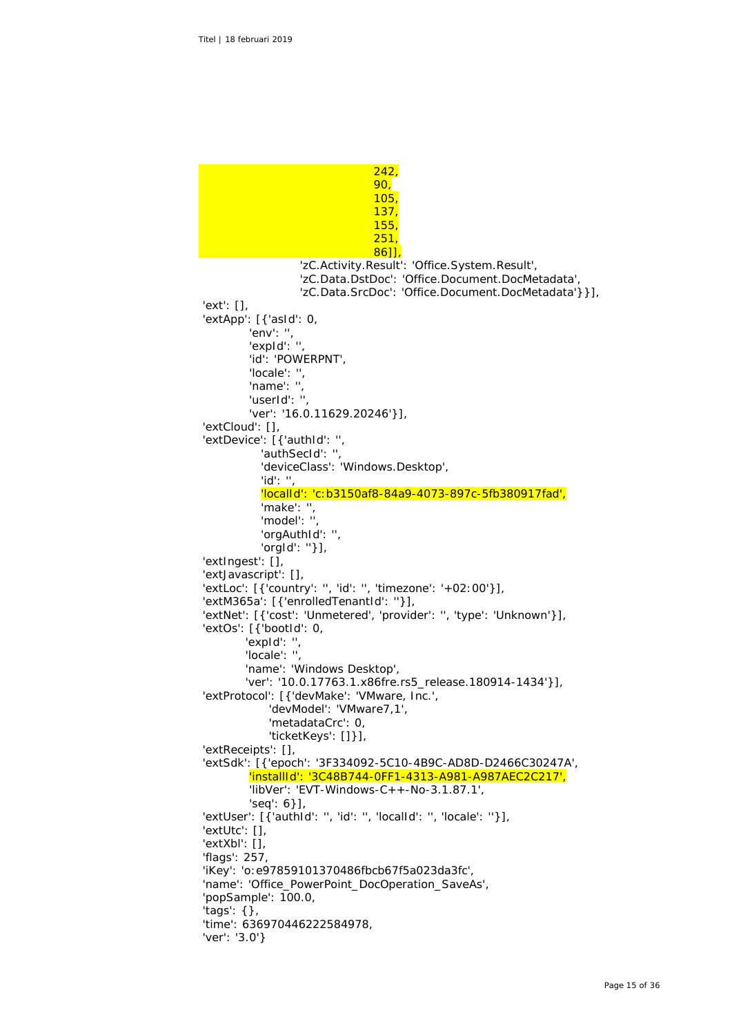```
                                  242,
                                  90,
                                  105,
                                  137,
                                  155,
                                  251,
                                  86]],
                   'zC.Activity.Result': 'Office.System.Result',
                   'zC.Data.DstDoc': 'Office.Document.DocMetadata',
                   'zC.Data.SrcDoc': 'Office.Document.DocMetadata'}}],
'ext': [],
'extApp': [{'asId': 0,
          'env': '',
          'expId': '',
          'id': 'POWERPNT',
          'locale': '',
          'name': '',
          'userId': '',
          'ver': '16.0.11629.20246'}],
'extCloud': [],
'extDevice': [{'authId': '',
             'authSecId': '',
             'deviceClass': 'Windows.Desktop',
             'id': '',
             'localId': 'c:b3150af8-84a9-4073-897c-5fb380917fad',
             'make': '',
             'model': '',
             'orgAuthId': '',
             'orgId': ''}],
'extIngest': [],
'extJavascript': [],
'extLoc': [{'country': '', 'id': '', 'timezone': '+02:00'}],
'extM365a': [{'enrolledTenantId': ''}],
'extNet': [{'cost': 'Unmetered', 'provider': '', 'type': 'Unknown'}],
'extOs': [{'bootId': 0,
         'expId': '',
         'locale': '',
         'name': 'Windows Desktop',
         'ver': '10.0.17763.1.x86fre.rs5_release.180914-1434'}],
'extProtocol': [{'devMake': 'VMware, Inc.',
               'devModel': 'VMware7,1',
               'metadataCrc': 0,
               'ticketKeys': []}],
'extReceipts': [],
'extSdk': [{'epoch': '3F334092-5C10-4B9C-AD8D-D2466C30247A',
          'installId': '3C48B744-0FF1-4313-A981-A987AEC2C217',
          'libVer': 'EVT-Windows-C++-No-3.1.87.1',
          'seq': 6}],
'extUser': [{'authId': '', 'id': '', 'localId': '', 'locale': ''}],
'extUtc': [],
'extXbl': [],
'flags': 257,
'iKey': 'o:e97859101370486fbcb67f5a023da3fc',
'name': 'Office_PowerPoint_DocOperation_SaveAs',
'popSample': 100.0,
'tags': {},
'time': 636970446222584978,
'ver': '3.0'}
```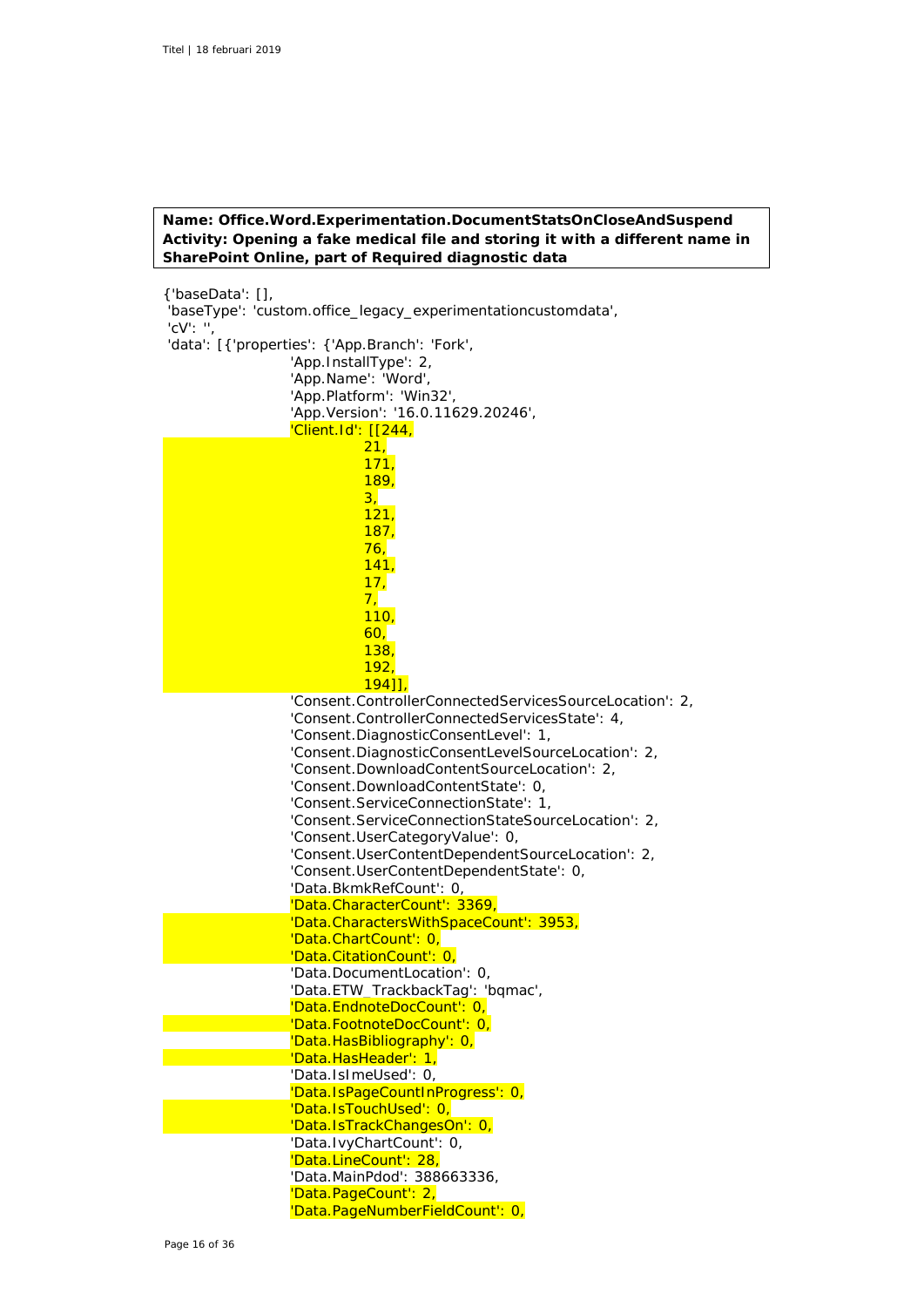**Name: Office.Word.Experimentation.DocumentStatsOnCloseAndSuspend**
**Activity: Opening a fake medical file and storing it with a different name in SharePoint Online, part of Required diagnostic data**

```
{'baseData': [],
 'baseType': 'custom.office_legacy_experimentationcustomdata',
 'cV': '',
 'data': [{'properties': {'App.Branch': 'Fork',
                    'App.InstallType': 2,
                    'App.Name': 'Word',
                    'App.Platform': 'Win32',
                    'App.Version': '16.0.11629.20246',
                    'Client.Id': [[244,
                                   21,
                                   171,
                                   189,
                                   3,
                                   121,
                                   187,
                                   76,
                                   141,
                                   17,
                                   7,
                                   110,
                                   60,
                                   138,
                                   192,
                                   194]],
                    'Consent.ControllerConnectedServicesSourceLocation': 2,
                    'Consent.ControllerConnectedServicesState': 4,
                    'Consent.DiagnosticConsentLevel': 1,
                    'Consent.DiagnosticConsentLevelSourceLocation': 2,
                    'Consent.DownloadContentSourceLocation': 2,
                    'Consent.DownloadContentState': 0,
                    'Consent.ServiceConnectionState': 1,
                    'Consent.ServiceConnectionStateSourceLocation': 2,
                    'Consent.UserCategoryValue': 0,
                    'Consent.UserContentDependentSourceLocation': 2,
                    'Consent.UserContentDependentState': 0,
                    'Data.BkmkRefCount': 0,
                    'Data.CharacterCount': 3369,
                    'Data.CharactersWithSpaceCount': 3953,
                    'Data.ChartCount': 0,
                    'Data.CitationCount': 0,
                    'Data.DocumentLocation': 0,
                    'Data.ETW_TrackbackTag': 'bqmac',
                    'Data.EndnoteDocCount': 0,
                    'Data.FootnoteDocCount': 0,
                    'Data.HasBibliography': 0,
                    'Data.HasHeader': 1,
                    'Data.IsImeUsed': 0,
                    'Data.IsPageCountInProgress': 0,
                    'Data.IsTouchUsed': 0,
                    'Data.IsTrackChangesOn': 0,
                    'Data.IvyChartCount': 0,
                    'Data.LineCount': 28,
                    'Data.MainPdod': 388663336,
                    'Data.PageCount': 2,
                    'Data.PageNumberFieldCount': 0,
```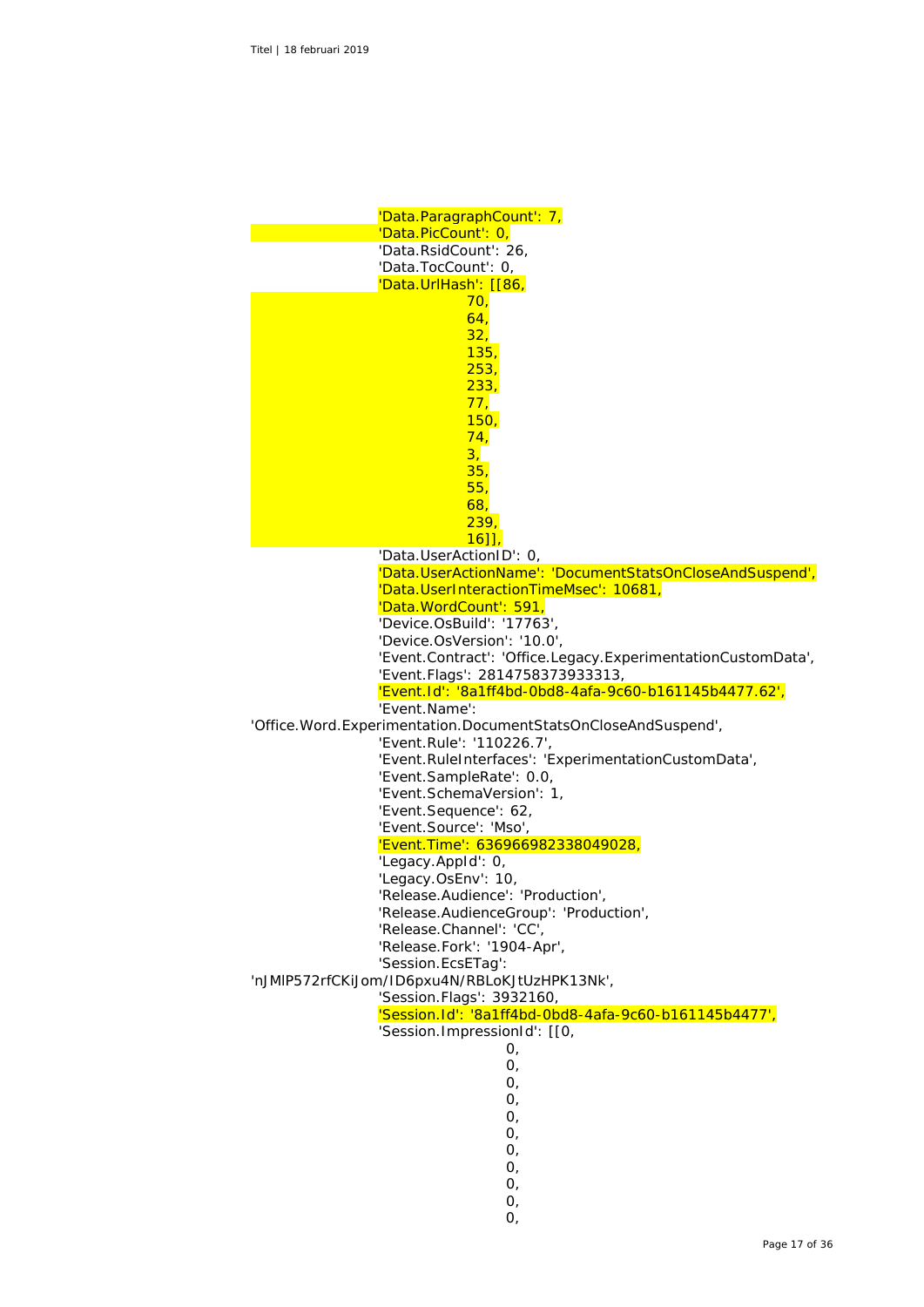```
                    'Data.ParagraphCount': 7,
                    'Data.PicCount': 0,
                    'Data.RsidCount': 26,
                    'Data.TocCount': 0,
                    'Data.UrlHash': [[86,
                                      70,
                                      64,
                                      32,
                                      135,
                                      253,
                                      233,
                                      77,
                                      150,
                                      74,
                                      3,
                                      35,
                                      55,
                                      68,
                                      239,
                                      16]],
                    'Data.UserActionID': 0,
                    'Data.UserActionName': 'DocumentStatsOnCloseAndSuspend',
                    'Data.UserInteractionTimeMsec': 10681,
                    'Data.WordCount': 591,
                    'Device.OsBuild': '17763',
                    'Device.OsVersion': '10.0',
                    'Event.Contract': 'Office.Legacy.ExperimentationCustomData',
                    'Event.Flags': 2814758373933313,
                    'Event.Id': '8a1ff4bd-0bd8-4afa-9c60-b161145b4477.62',
                    'Event.Name':
'Office.Word.Experimentation.DocumentStatsOnCloseAndSuspend',
                    'Event.Rule': '110226.7',
                    'Event.RuleInterfaces': 'ExperimentationCustomData',
                    'Event.SampleRate': 0.0,
                    'Event.SchemaVersion': 1,
                    'Event.Sequence': 62,
                    'Event.Source': 'Mso',
                    'Event.Time': 636966982338049028,
                    'Legacy.AppId': 0,
                    'Legacy.OsEnv': 10,
                    'Release.Audience': 'Production',
                    'Release.AudienceGroup': 'Production',
                    'Release.Channel': 'CC',
                    'Release.Fork': '1904-Apr',
                    'Session.EcsETag':
'nJMlP572rfCKiJom/lD6pxu4N/RBLoKJtUzHPK13Nk',
                    'Session.Flags': 3932160,
                    'Session.Id': '8a1ff4bd-0bd8-4afa-9c60-b161145b4477',
                    'Session.ImpressionId': [[0,
                                              0,
                                              0,
                                              0,
                                              0,
                                              0,
                                              0,
                                              0,
                                              0,
                                              0,
                                              0,
                                              0,
```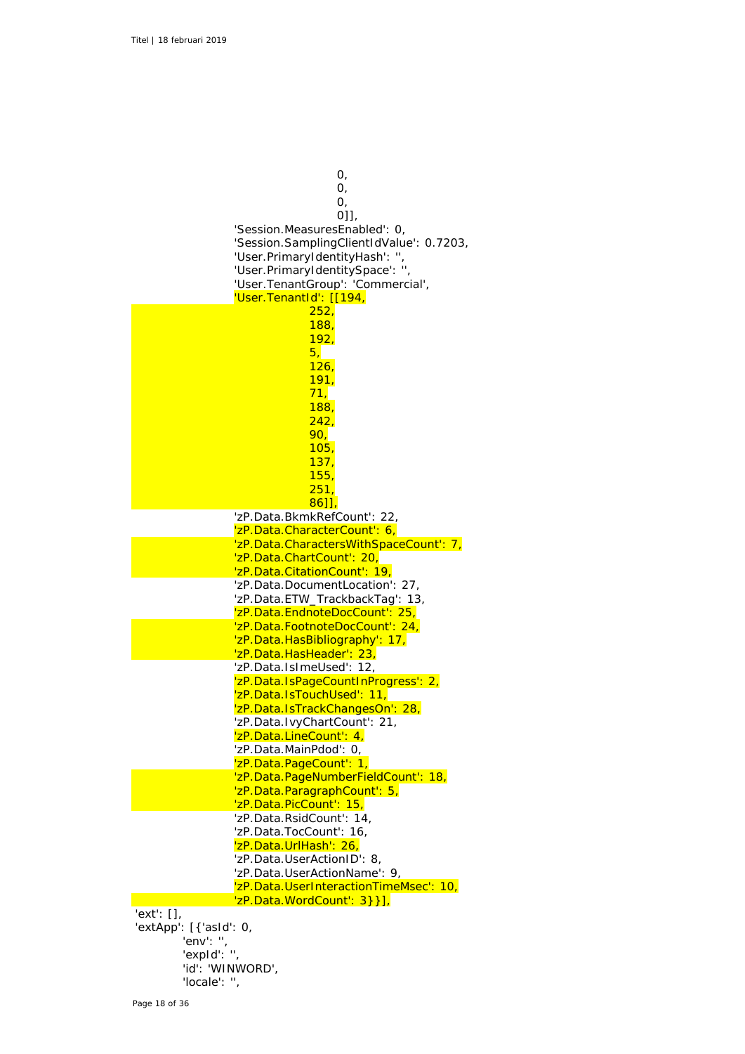```
                                        0,
                                        0,
                                        0,
                                        0]],
                    'Session.MeasuresEnabled': 0,
                    'Session.SamplingClientIdValue': 0.7203,
                    'User.PrimaryIdentityHash': '',
                    'User.PrimaryIdentitySpace': '',
                    'User.TenantGroup': 'Commercial',
                    'User.TenantId': [[194,
                                       252,
                                       188,
                                       192,
                                       5,
                                       126,
                                       191,
                                       71,
                                       188,
                                       242,
                                       90,
                                       105,
                                       137,
                                       155,
                                       251,
                                       86]],
                    'zP.Data.BkmkRefCount': 22,
                    'zP.Data.CharacterCount': 6,
                    'zP.Data.CharactersWithSpaceCount': 7,
                    'zP.Data.ChartCount': 20,
                    'zP.Data.CitationCount': 19,
                    'zP.Data.DocumentLocation': 27,
                    'zP.Data.ETW_TrackbackTag': 13,
                    'zP.Data.EndnoteDocCount': 25,
                    'zP.Data.FootnoteDocCount': 24,
                    'zP.Data.HasBibliography': 17,
                    'zP.Data.HasHeader': 23,
                    'zP.Data.IsImeUsed': 12,
                    'zP.Data.IsPageCountInProgress': 2,
                    'zP.Data.IsTouchUsed': 11,
                    'zP.Data.IsTrackChangesOn': 28,
                    'zP.Data.IvyChartCount': 21,
                    'zP.Data.LineCount': 4,
                    'zP.Data.MainPdod': 0,
                    'zP.Data.PageCount': 1,
                    'zP.Data.PageNumberFieldCount': 18,
                    'zP.Data.ParagraphCount': 5,
                    'zP.Data.PicCount': 15,
                    'zP.Data.RsidCount': 14,
                    'zP.Data.TocCount': 16,
                    'zP.Data.UrlHash': 26,
                    'zP.Data.UserActionID': 8,
                    'zP.Data.UserActionName': 9,
                    'zP.Data.UserInteractionTimeMsec': 10,
                    'zP.Data.WordCount': 3}}],
 'ext': [],
 'extApp': [{'asId': 0,
            'env': '',
            'expId': '',
            'id': 'WINWORD',
            'locale': '',
```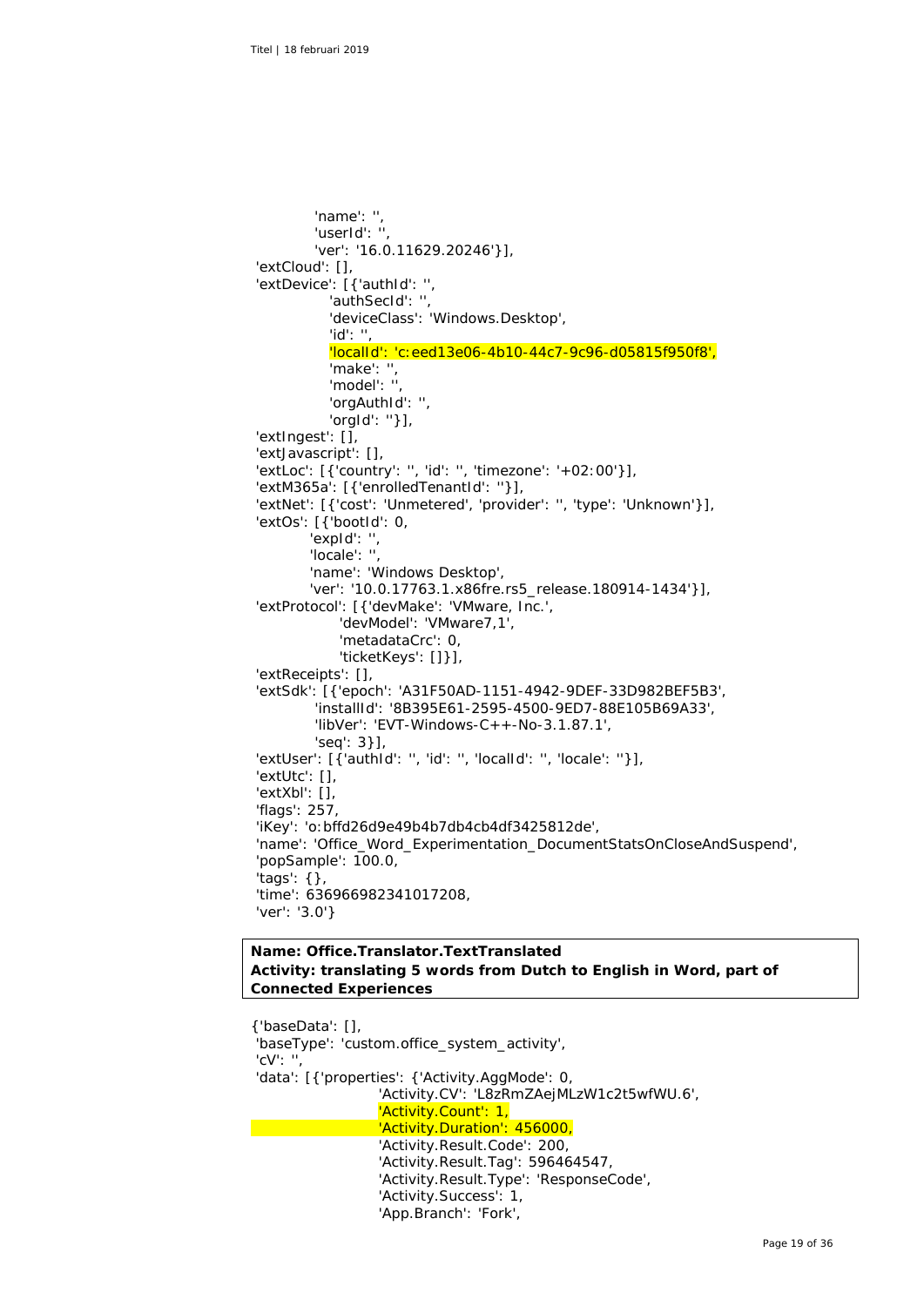```
            'name': '',
            'userId': '',
            'ver': '16.0.11629.20246'}],
 'extCloud': [],
 'extDevice': [{'authId': '',
                'authSecId': '',
                'deviceClass': 'Windows.Desktop',
                'id': '',
                'localId': 'c:eed13e06-4b10-44c7-9c96-d05815f950f8',
                'make': '',
                'model': '',
                'orgAuthId': '',
                'orgId': ''}],
 'extIngest': [],
 'extJavascript': [],
 'extLoc': [{'country': '', 'id': '', 'timezone': '+02:00'}],
 'extM365a': [{'enrolledTenantId': ''}],
 'extNet': [{'cost': 'Unmetered', 'provider': '', 'type': 'Unknown'}],
 'extOs': [{'bootId': 0,
            'expId': '',
            'locale': '',
            'name': 'Windows Desktop',
            'ver': '10.0.17763.1.x86fre.rs5_release.180914-1434'}],
 'extProtocol': [{'devMake': 'VMware, Inc.',
                  'devModel': 'VMware7,1',
                  'metadataCrc': 0,
                  'ticketKeys': []}],
 'extReceipts': [],
 'extSdk': [{'epoch': 'A31F50AD-1151-4942-9DEF-33D982BEF5B3',
             'installId': '8B395E61-2595-4500-9ED7-88E105B69A33',
             'libVer': 'EVT-Windows-C++-No-3.1.87.1',
             'seq': 3}],
 'extUser': [{'authId': '', 'id': '', 'localId': '', 'locale': ''}],
 'extUtc': [],
 'extXbl': [],
 'flags': 257,
 'iKey': 'o:bffd26d9e49b4b7db4cb4df3425812de',
 'name': 'Office_Word_Experimentation_DocumentStatsOnCloseAndSuspend',
 'popSample': 100.0,
 'tags': {},
 'time': 636966982341017208,
 'ver': '3.0'}
```

**Name: Office.Translator.TextTranslated**
**Activity: translating 5 words from Dutch to English in Word, part of Connected Experiences**

```
{'baseData': [],
 'baseType': 'custom.office_system_activity',
 'cV': '',
 'data': [{'properties': {'Activity.AggMode': 0,
                          'Activity.CV': 'L8zRmZAejMLzW1c2t5wfWU.6',
                          'Activity.Count': 1,
                          'Activity.Duration': 456000,
                          'Activity.Result.Code': 200,
                          'Activity.Result.Tag': 596464547,
                          'Activity.Result.Type': 'ResponseCode',
                          'Activity.Success': 1,
                          'App.Branch': 'Fork',
```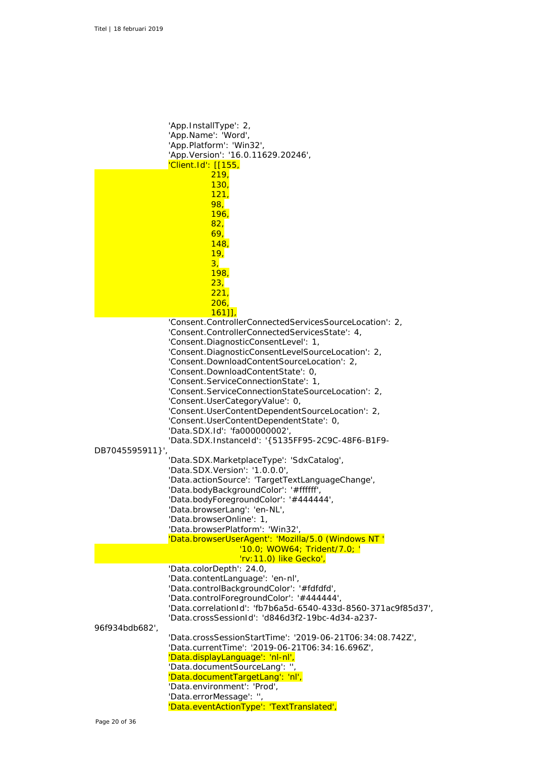```
'App.InstallType': 2,
'App.Name': 'Word',
'App.Platform': 'Win32',
'App.Version': '16.0.11629.20246',
'Client.Id': [[155,
              219,
              130,
              121,
              98,
              196,
              82,
              69,
              148,
              19,
              3,
              198,
              23,
              221,
              206,
              161]],
'Consent.ControllerConnectedServicesSourceLocation': 2,
'Consent.ControllerConnectedServicesState': 4,
'Consent.DiagnosticConsentLevel': 1,
'Consent.DiagnosticConsentLevelSourceLocation': 2,
'Consent.DownloadContentSourceLocation': 2,
'Consent.DownloadContentState': 0,
'Consent.ServiceConnectionState': 1,
'Consent.ServiceConnectionStateSourceLocation': 2,
'Consent.UserCategoryValue': 0,
'Consent.UserContentDependentSourceLocation': 2,
'Consent.UserContentDependentState': 0,
'Data.SDX.Id': 'fa000000002',
'Data.SDX.InstanceId': '{5135FF95-2C9C-48F6-B1F9-
DB7045595911}',
'Data.SDX.MarketplaceType': 'SdxCatalog',
'Data.SDX.Version': '1.0.0.0',
'Data.actionSource': 'TargetTextLanguageChange',
'Data.bodyBackgroundColor': '#ffffff',
'Data.bodyForegroundColor': '#444444',
'Data.browserLang': 'en-NL',
'Data.browserOnline': 1,
'Data.browserPlatform': 'Win32',
'Data.browserUserAgent': 'Mozilla/5.0 (Windows NT '
                         '10.0; WOW64; Trident/7.0; '
                         'rv:11.0) like Gecko',
'Data.colorDepth': 24.0,
'Data.contentLanguage': 'en-nl',
'Data.controlBackgroundColor': '#fdfdfd',
'Data.controlForegroundColor': '#444444',
'Data.correlationId': 'fb7b6a5d-6540-433d-8560-371ac9f85d37',
'Data.crossSessionId': 'd846d3f2-19bc-4d34-a237-
96f934bdb682',
'Data.crossSessionStartTime': '2019-06-21T06:34:08.742Z',
'Data.currentTime': '2019-06-21T06:34:16.696Z',
'Data.displayLanguage': 'nl-nl',
'Data.documentSourceLang': '',
'Data.documentTargetLang': 'nl',
'Data.environment': 'Prod',
'Data.errorMessage': '',
'Data.eventActionType': 'TextTranslated',
```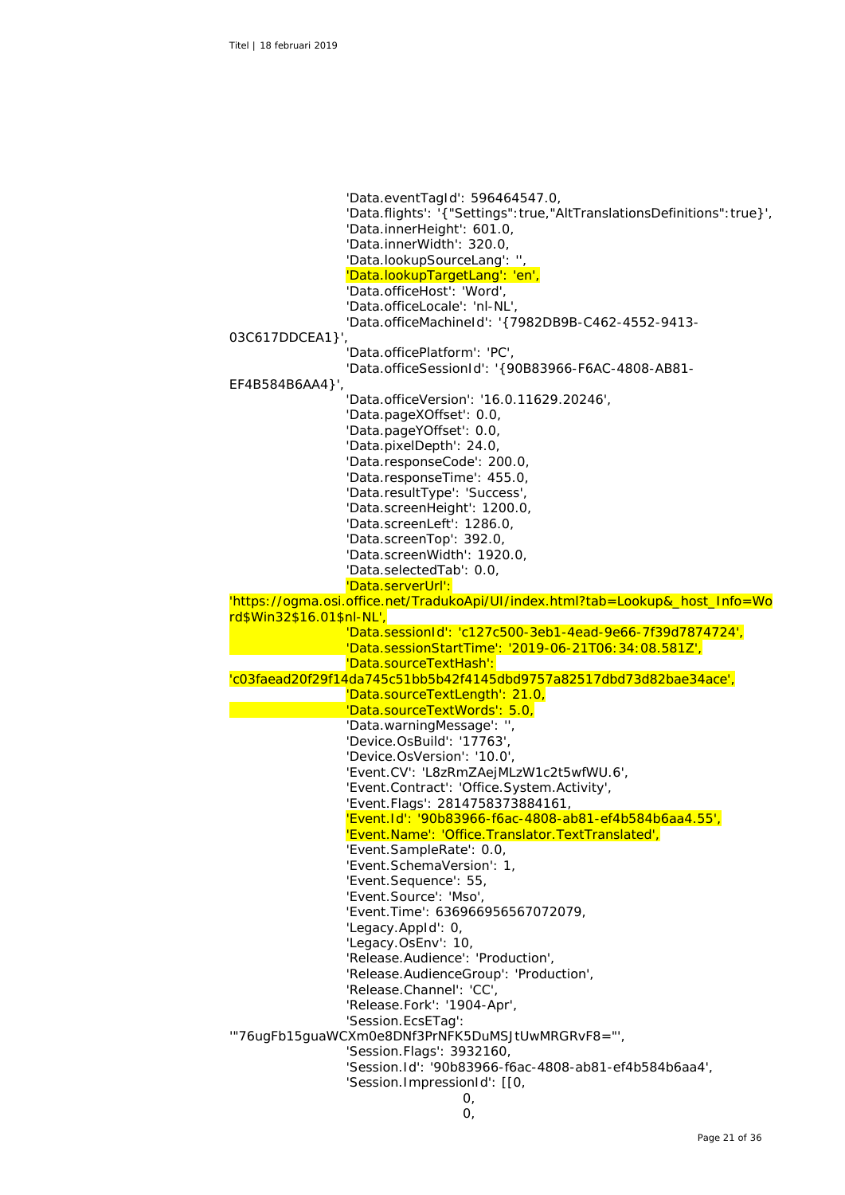```
                    'Data.eventTagId': 596464547.0,
                    'Data.flights': '{"Settings":true,"AltTranslationsDefinitions":true}',
                    'Data.innerHeight': 601.0,
                    'Data.innerWidth': 320.0,
                    'Data.lookupSourceLang': '',
                    'Data.lookupTargetLang': 'en',
                    'Data.officeHost': 'Word',
                    'Data.officeLocale': 'nl-NL',
                    'Data.officeMachineId': '{7982DB9B-C462-4552-9413-
03C617DDCEA1}',
                    'Data.officePlatform': 'PC',
                    'Data.officeSessionId': '{90B83966-F6AC-4808-AB81-
EF4B584B6AA4}',
                    'Data.officeVersion': '16.0.11629.20246',
                    'Data.pageXOffset': 0.0,
                    'Data.pageYOffset': 0.0,
                    'Data.pixelDepth': 24.0,
                    'Data.responseCode': 200.0,
                    'Data.responseTime': 455.0,
                    'Data.resultType': 'Success',
                    'Data.screenHeight': 1200.0,
                    'Data.screenLeft': 1286.0,
                    'Data.screenTop': 392.0,
                    'Data.screenWidth': 1920.0,
                    'Data.selectedTab': 0.0,
                    'Data.serverUrl':
'https://ogma.osi.office.net/TradukoApi/UI/index.html?tab=Lookup&_host_Info=Wo
rd$Win32$16.01$nl-NL',
                    'Data.sessionId': 'c127c500-3eb1-4ead-9e66-7f39d7874724',
                    'Data.sessionStartTime': '2019-06-21T06:34:08.581Z',
                    'Data.sourceTextHash':
'c03faead20f29f14da745c51bb5b42f4145dbd9757a82517dbd73d82bae34ace',
                    'Data.sourceTextLength': 21.0,
                    'Data.sourceTextWords': 5.0,
                    'Data.warningMessage': '',
                    'Device.OsBuild': '17763',
                    'Device.OsVersion': '10.0',
                    'Event.CV': 'L8zRmZAejMLzW1c2t5wfWU.6',
                    'Event.Contract': 'Office.System.Activity',
                    'Event.Flags': 2814758373884161,
                    'Event.Id': '90b83966-f6ac-4808-ab81-ef4b584b6aa4.55',
                    'Event.Name': 'Office.Translator.TextTranslated',
                    'Event.SampleRate': 0.0,
                    'Event.SchemaVersion': 1,
                    'Event.Sequence': 55,
                    'Event.Source': 'Mso',
                    'Event.Time': 636966956567072079,
                    'Legacy.AppId': 0,
                    'Legacy.OsEnv': 10,
                    'Release.Audience': 'Production',
                    'Release.AudienceGroup': 'Production',
                    'Release.Channel': 'CC',
                    'Release.Fork': '1904-Apr',
                    'Session.EcsETag':
'"76ugFb15guaWCXm0e8DNf3PrNFK5DuMSJtUwMRGRvF8="',
                    'Session.Flags': 3932160,
                    'Session.Id': '90b83966-f6ac-4808-ab81-ef4b584b6aa4',
                    'Session.ImpressionId': [[0,
                                   0,
                                   0,
```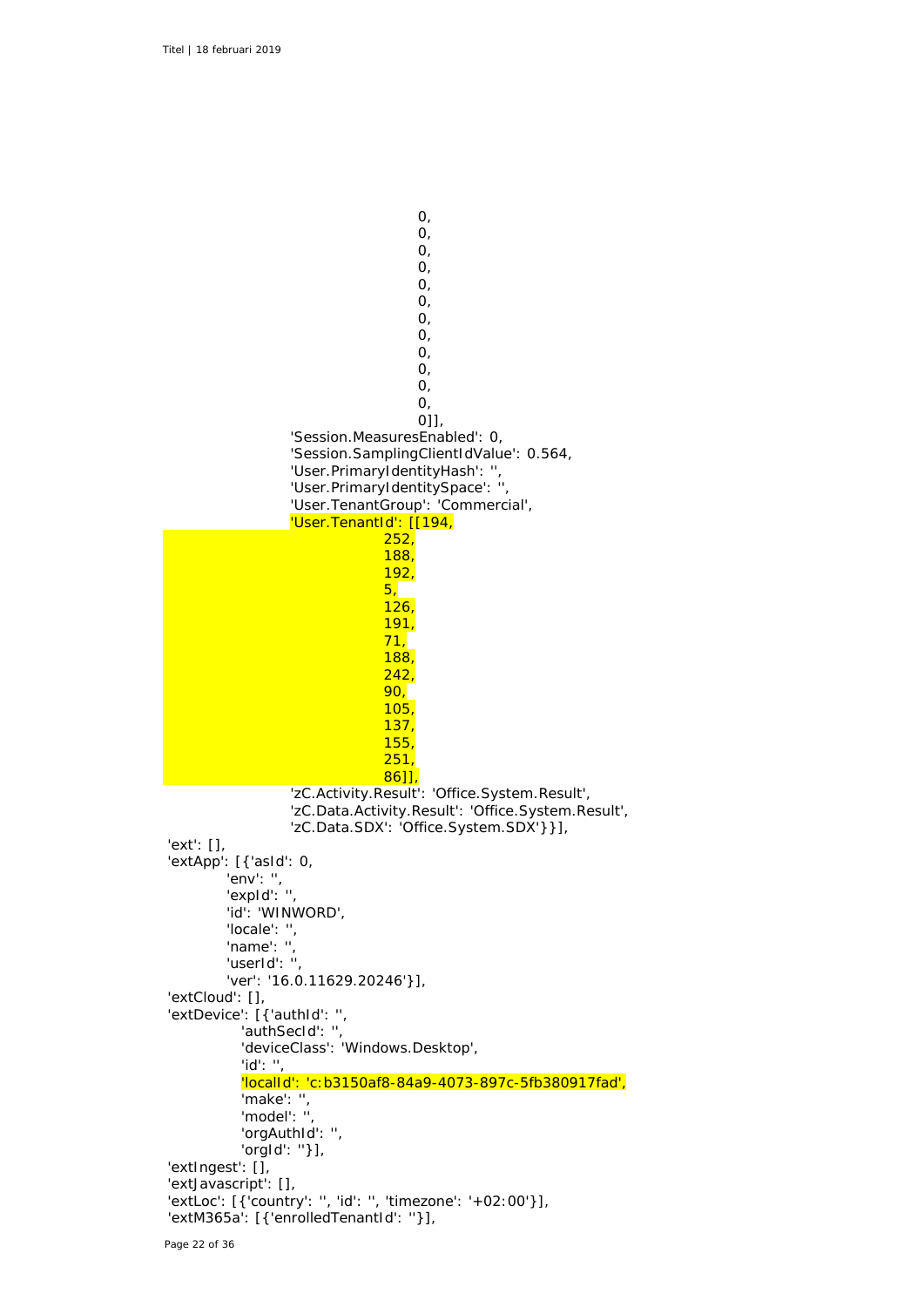```
                                                  0,
                                                  0,
                                                  0,
                                                  0,
                                                  0,
                                                  0,
                                                  0,
                                                  0,
                                                  0,
                                                  0,
                                                  0,
                                                  0]],
                        'Session.MeasuresEnabled': 0,
                        'Session.SamplingClientIdValue': 0.564,
                        'User.PrimaryIdentityHash': '',
                        'User.PrimaryIdentitySpace': '',
                        'User.TenantGroup': 'Commercial',
                        'User.TenantId': [[194,
                                           252,
                                           188,
                                           192,
                                           5,
                                           126,
                                           191,
                                           71,
                                           188,
                                           242,
                                           90,
                                           105,
                                           137,
                                           155,
                                           251,
                                           86]],
                        'zC.Activity.Result': 'Office.System.Result',
                        'zC.Data.Activity.Result': 'Office.System.Result',
                        'zC.Data.SDX': 'Office.System.SDX'}}],
 'ext': [],
 'extApp': [{'asId': 0,
             'env': '',
             'expId': '',
             'id': 'WINWORD',
             'locale': '',
             'name': '',
             'userId': '',
             'ver': '16.0.11629.20246'}],
 'extCloud': [],
 'extDevice': [{'authId': '',
                'authSecId': '',
                'deviceClass': 'Windows.Desktop',
                'id': '',
                'localId': 'c:b3150af8-84a9-4073-897c-5fb380917fad',
                'make': '',
                'model': '',
                'orgAuthId': '',
                'orgId': ''}],
 'extIngest': [],
 'extJavascript': [],
 'extLoc': [{'country': '', 'id': '', 'timezone': '+02:00'}],
 'extM365a': [{'enrolledTenantId': ''}],
```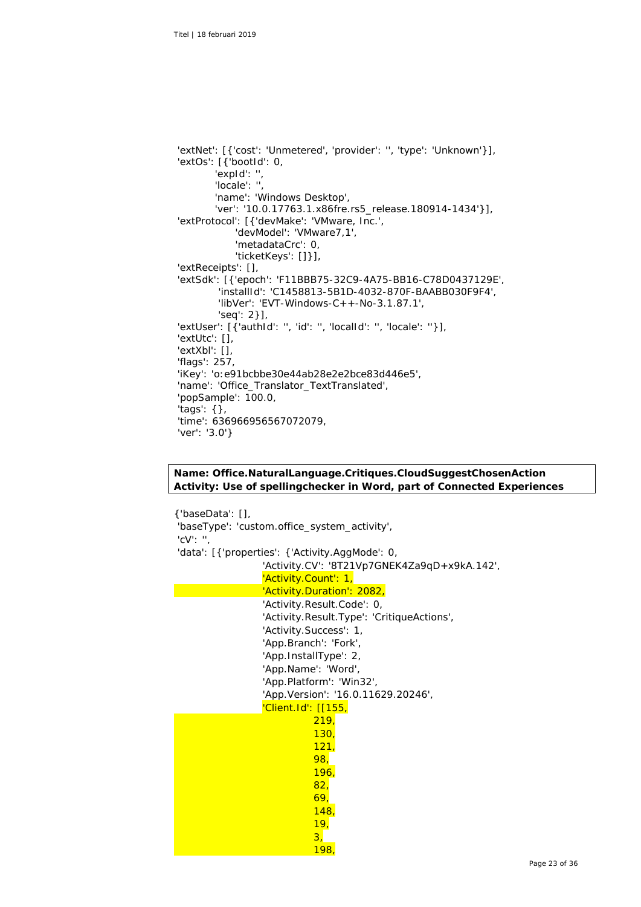```
 'extNet': [{'cost': 'Unmetered', 'provider': '', 'type': 'Unknown'}],
 'extOs': [{'bootId': 0,
           'expId': '',
           'locale': '',
           'name': 'Windows Desktop',
           'ver': '10.0.17763.1.x86fre.rs5_release.180914-1434'}],
 'extProtocol': [{'devMake': 'VMware, Inc.',
                'devModel': 'VMware7,1',
                'metadataCrc': 0,
                'ticketKeys': []}],
 'extReceipts': [],
 'extSdk': [{'epoch': 'F11BBB75-32C9-4A75-BB16-C78D0437129E',
            'installId': 'C1458813-5B1D-4032-870F-BAABB030F9F4',
            'libVer': 'EVT-Windows-C++-No-3.1.87.1',
            'seq': 2}],
 'extUser': [{'authId': '', 'id': '', 'localId': '', 'locale': ''}],
 'extUtc': [],
 'extXbl': [],
 'flags': 257,
 'iKey': 'o:e91bcbbe30e44ab28e2e2bce83d446e5',
 'name': 'Office_Translator_TextTranslated',
 'popSample': 100.0,
 'tags': {},
 'time': 636966956567072079,
 'ver': '3.0'}
```

**Name: Office.NaturalLanguage.Critiques.CloudSuggestChosenAction**
**Activity: Use of spellingchecker in Word, part of Connected Experiences**

```
{'baseData': [],
 'baseType': 'custom.office_system_activity',
 'cV': '',
 'data': [{'properties': {'Activity.AggMode': 0,
                     'Activity.CV': '8T21Vp7GNEK4Za9qD+x9kA.142',
                     'Activity.Count': 1,
                     'Activity.Duration': 2082,
                     'Activity.Result.Code': 0,
                     'Activity.Result.Type': 'CritiqueActions',
                     'Activity.Success': 1,
                     'App.Branch': 'Fork',
                     'App.InstallType': 2,
                     'App.Name': 'Word',
                     'App.Platform': 'Win32',
                     'App.Version': '16.0.11629.20246',
                     'Client.Id': [[155,
                                   219,
                                   130,
                                   121,
                                   98,
                                   196,
                                   82,
                                   69,
                                   148,
                                   19,
                                   3,
                                   198,
```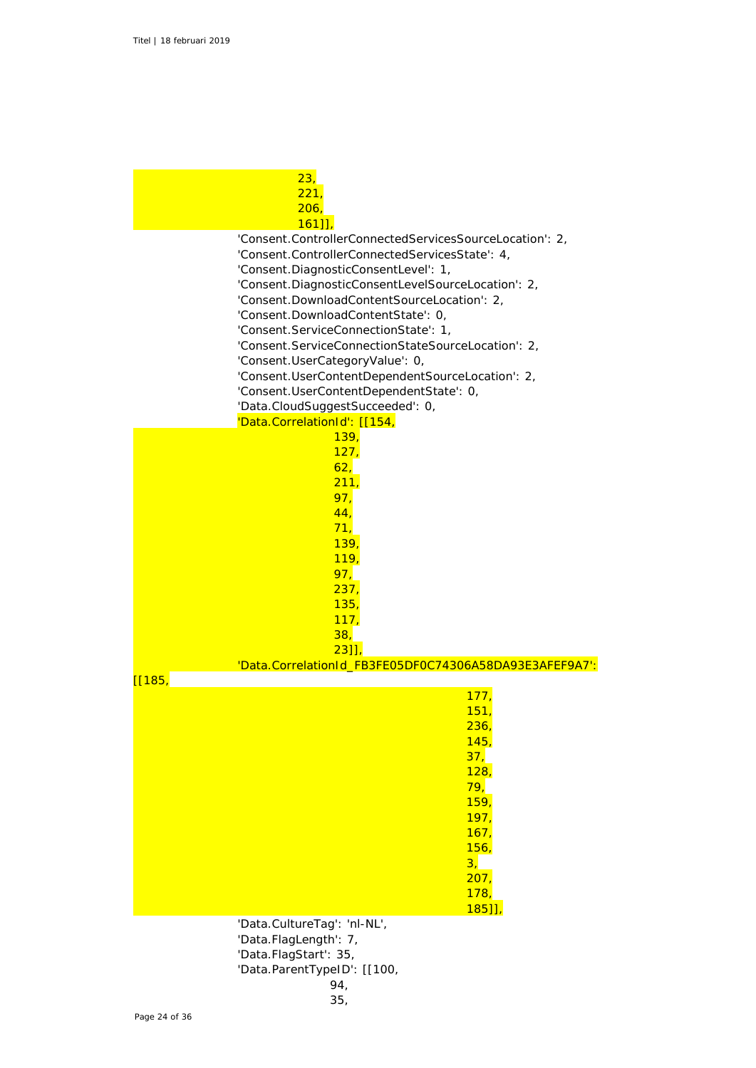```
                              23,
                              221,
                              206,
                              161]],
                 'Consent.ControllerConnectedServicesSourceLocation': 2,
                 'Consent.ControllerConnectedServicesState': 4,
                 'Consent.DiagnosticConsentLevel': 1,
                 'Consent.DiagnosticConsentLevelSourceLocation': 2,
                 'Consent.DownloadContentSourceLocation': 2,
                 'Consent.DownloadContentState': 0,
                 'Consent.ServiceConnectionState': 1,
                 'Consent.ServiceConnectionStateSourceLocation': 2,
                 'Consent.UserCategoryValue': 0,
                 'Consent.UserContentDependentSourceLocation': 2,
                 'Consent.UserContentDependentState': 0,
                 'Data.CloudSuggestSucceeded': 0,
                 'Data.CorrelationId': [[154,
                                         139,
                                         127,
                                         62,
                                         211,
                                         97,
                                         44,
                                         71,
                                         139,
                                         119,
                                         97,
                                         237,
                                         135,
                                         117,
                                         38,
                                         23]],
                 'Data.CorrelationId_FB3FE05DF0C74306A58DA93E3AFEF9A7':
[[185,
                                                           177,
                                                           151,
                                                           236,
                                                           145,
                                                           37,
                                                           128,
                                                           79,
                                                           159,
                                                           197,
                                                           167,
                                                           156,
                                                           3,
                                                           207,
                                                           178,
                                                           185]],
                 'Data.CultureTag': 'nl-NL',
                 'Data.FlagLength': 7,
                 'Data.FlagStart': 35,
                 'Data.ParentTypeID': [[100,
                                        94,
                                        35,
```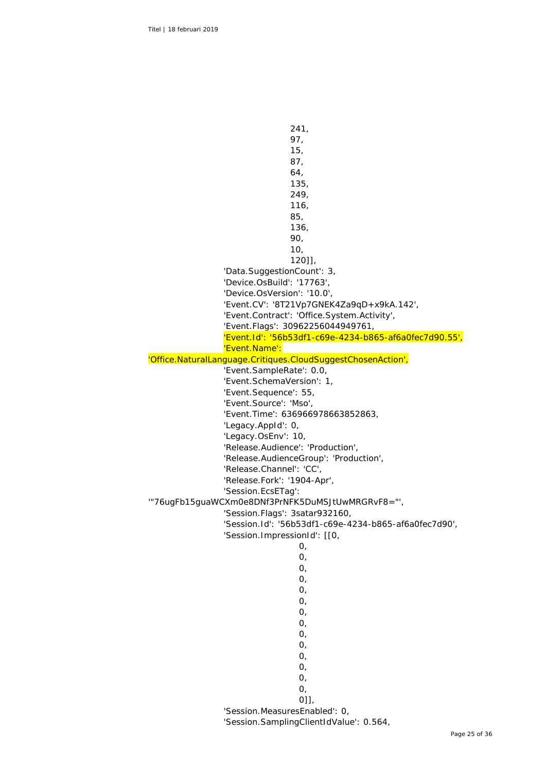```
                241,
                97,
                15,
                87,
                64,
                135,
                249,
                116,
                85,
                136,
                90,
                10,
                120]],
        'Data.SuggestionCount': 3,
        'Device.OsBuild': '17763',
        'Device.OsVersion': '10.0',
        'Event.CV': '8T21Vp7GNEK4Za9qD+x9kA.142',
        'Event.Contract': 'Office.System.Activity',
        'Event.Flags': 30962256044949761,
        'Event.Id': '56b53df1-c69e-4234-b865-af6a0fec7d90.55',
        'Event.Name':
'Office.NaturalLanguage.Critiques.CloudSuggestChosenAction',
        'Event.SampleRate': 0.0,
        'Event.SchemaVersion': 1,
        'Event.Sequence': 55,
        'Event.Source': 'Mso',
        'Event.Time': 636966978663852863,
        'Legacy.AppId': 0,
        'Legacy.OsEnv': 10,
        'Release.Audience': 'Production',
        'Release.AudienceGroup': 'Production',
        'Release.Channel': 'CC',
        'Release.Fork': '1904-Apr',
        'Session.EcsETag':
'"76ugFb15guaWCXm0e8DNf3PrNFK5DuMSJtUwMRGRvF8="',
        'Session.Flags': 3satar932160,
        'Session.Id': '56b53df1-c69e-4234-b865-af6a0fec7d90',
        'Session.ImpressionId': [[0,
                0,
                0,
                0,
                0,
                0,
                0,
                0,
                0,
                0,
                0,
                0,
                0,
                0,
                0,
                0]],
        'Session.MeasuresEnabled': 0,
        'Session.SamplingClientIdValue': 0.564,
```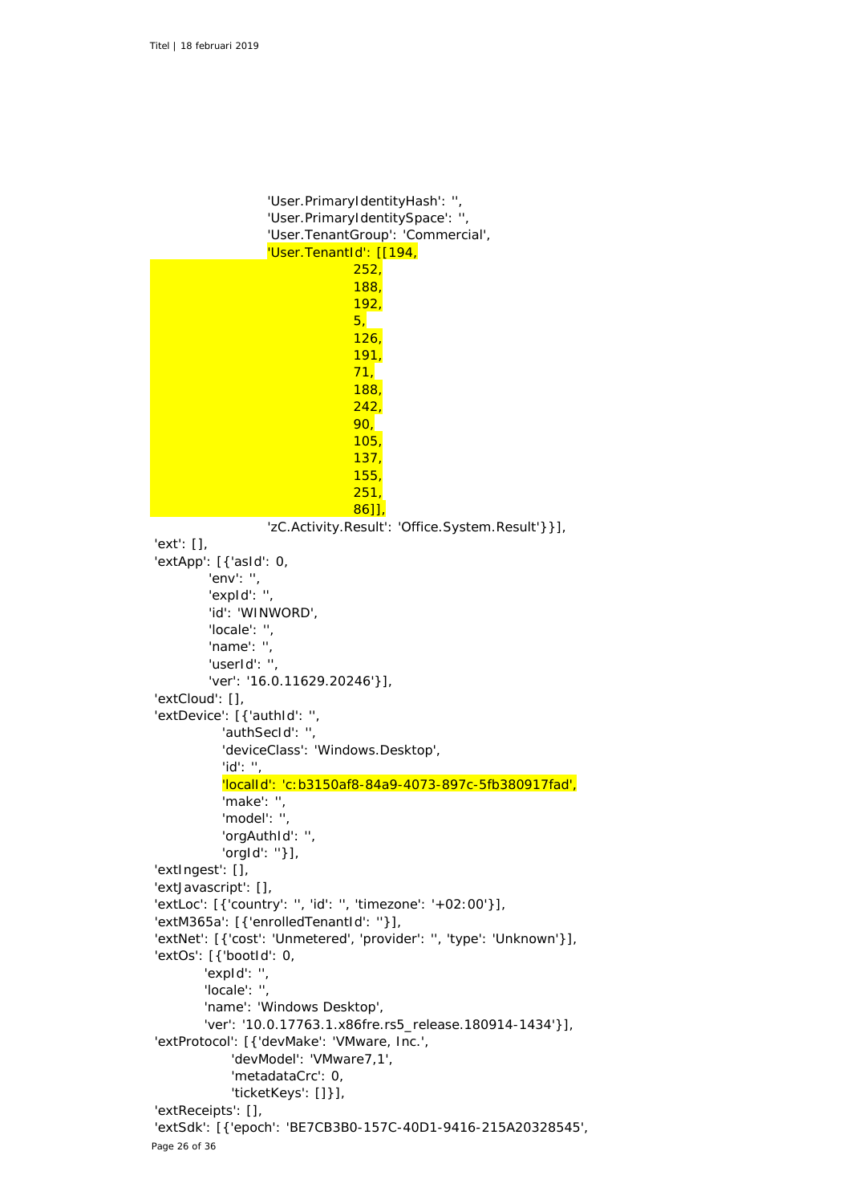```
                        'User.PrimaryIdentityHash': '',
                        'User.PrimaryIdentitySpace': '',
                        'User.TenantGroup': 'Commercial',
                        'User.TenantId': [[194,
                                           252,
                                           188,
                                           192,
                                           5,
                                           126,
                                           191,
                                           71,
                                           188,
                                           242,
                                           90,
                                           105,
                                           137,
                                           155,
                                           251,
                                           86]],
                        'zC.Activity.Result': 'Office.System.Result'}}],
 'ext': [],
 'extApp': [{'asId': 0,
             'env': '',
             'expId': '',
             'id': 'WINWORD',
             'locale': '',
             'name': '',
             'userId': '',
             'ver': '16.0.11629.20246'}],
 'extCloud': [],
 'extDevice': [{'authId': '',
                'authSecId': '',
                'deviceClass': 'Windows.Desktop',
                'id': '',
                'localId': 'c:b3150af8-84a9-4073-897c-5fb380917fad',
                'make': '',
                'model': '',
                'orgAuthId': '',
                'orgId': ''}],
 'extIngest': [],
 'extJavascript': [],
 'extLoc': [{'country': '', 'id': '', 'timezone': '+02:00'}],
 'extM365a': [{'enrolledTenantId': ''}],
 'extNet': [{'cost': 'Unmetered', 'provider': '', 'type': 'Unknown'}],
 'extOs': [{'bootId': 0,
            'expId': '',
            'locale': '',
            'name': 'Windows Desktop',
            'ver': '10.0.17763.1.x86fre.rs5_release.180914-1434'}],
 'extProtocol': [{'devMake': 'VMware, Inc.',
                  'devModel': 'VMware7,1',
                  'metadataCrc': 0,
                  'ticketKeys': []}],
 'extReceipts': [],
 'extSdk': [{'epoch': 'BE7CB3B0-157C-40D1-9416-215A20328545',
```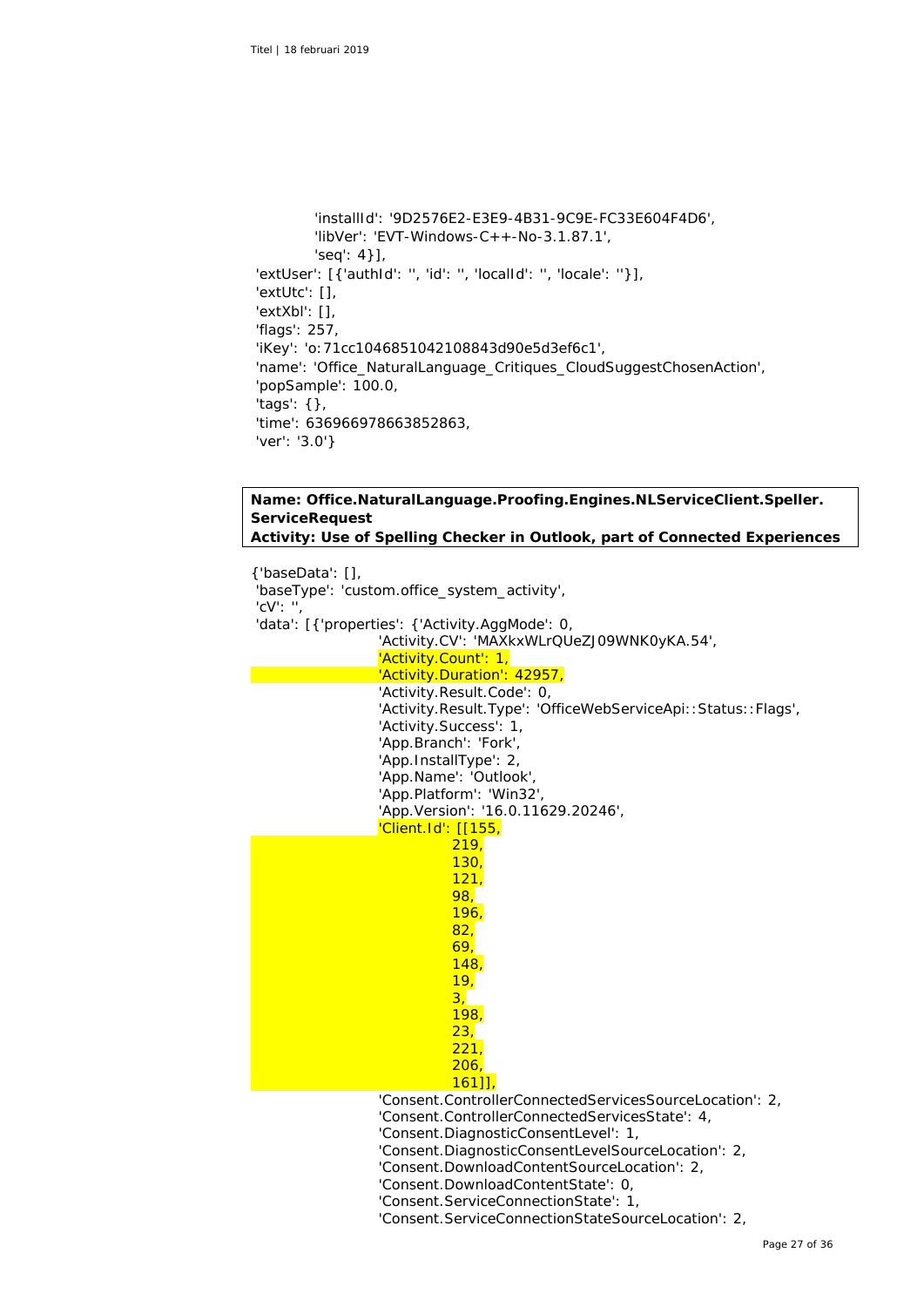```
            'installId': '9D2576E2-E3E9-4B31-9C9E-FC33E604F4D6',
            'libVer': 'EVT-Windows-C++-No-3.1.87.1',
            'seq': 4}],
 'extUser': [{'authId': '', 'id': '', 'localId': '', 'locale': ''}],
 'extUtc': [],
 'extXbl': [],
 'flags': 257,
 'iKey': 'o:71cc1046851042108843d90e5d3ef6c1',
 'name': 'Office_NaturalLanguage_Critiques_CloudSuggestChosenAction',
 'popSample': 100.0,
 'tags': {},
 'time': 636966978663852863,
 'ver': '3.0'}
```

**Name: Office.NaturalLanguage.Proofing.Engines.NLServiceClient.Speller. ServiceRequest**
**Activity: Use of Spelling Checker in Outlook, part of Connected Experiences**

```
{'baseData': [],
 'baseType': 'custom.office_system_activity',
 'cV': '',
 'data': [{'properties': {'Activity.AggMode': 0,
                          'Activity.CV': 'MAXkxWLrQUeZJ09WNK0yKA.54',
                          'Activity.Count': 1,
                          'Activity.Duration': 42957,
                          'Activity.Result.Code': 0,
                          'Activity.Result.Type': 'OfficeWebServiceApi::Status::Flags',
                          'Activity.Success': 1,
                          'App.Branch': 'Fork',
                          'App.InstallType': 2,
                          'App.Name': 'Outlook',
                          'App.Platform': 'Win32',
                          'App.Version': '16.0.11629.20246',
                          'Client.Id': [[155,
                                         219,
                                         130,
                                         121,
                                         98,
                                         196,
                                         82,
                                         69,
                                         148,
                                         19,
                                         3,
                                         198,
                                         23,
                                         221,
                                         206,
                                         161]],
                          'Consent.ControllerConnectedServicesSourceLocation': 2,
                          'Consent.ControllerConnectedServicesState': 4,
                          'Consent.DiagnosticConsentLevel': 1,
                          'Consent.DiagnosticConsentLevelSourceLocation': 2,
                          'Consent.DownloadContentSourceLocation': 2,
                          'Consent.DownloadContentState': 0,
                          'Consent.ServiceConnectionState': 1,
                          'Consent.ServiceConnectionStateSourceLocation': 2,
```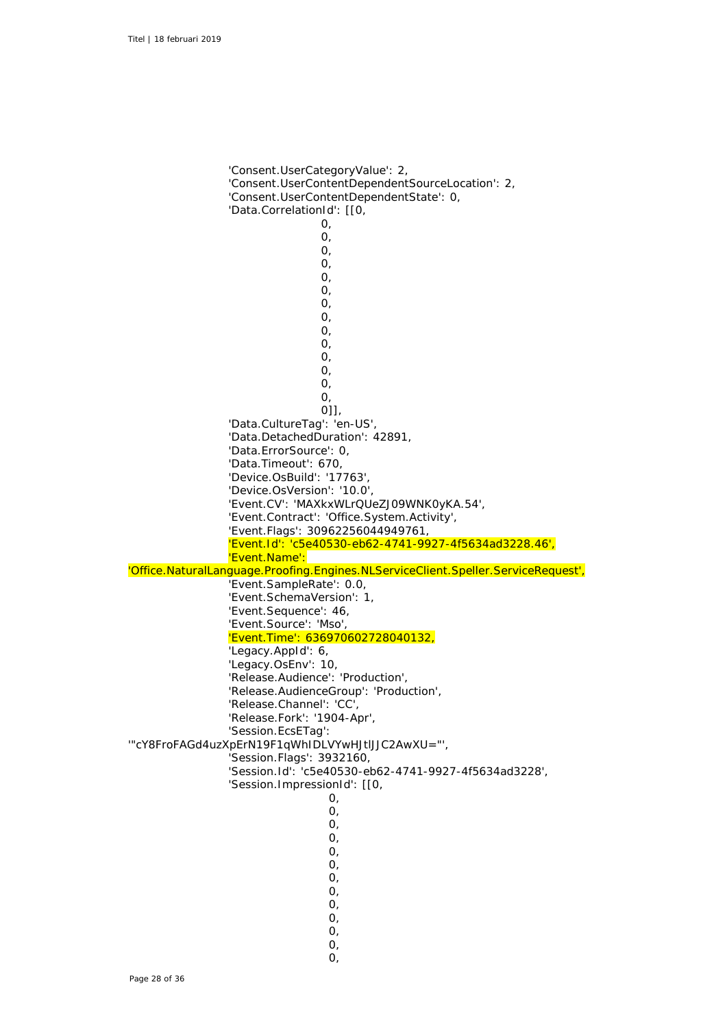```
                    'Consent.UserCategoryValue': 2,
                    'Consent.UserContentDependentSourceLocation': 2,
                    'Consent.UserContentDependentState': 0,
                    'Data.CorrelationId': [[0,
                                            0,
                                            0,
                                            0,
                                            0,
                                            0,
                                            0,
                                            0,
                                            0,
                                            0,
                                            0,
                                            0,
                                            0,
                                            0,
                                            0,
                                            0]],
                    'Data.CultureTag': 'en-US',
                    'Data.DetachedDuration': 42891,
                    'Data.ErrorSource': 0,
                    'Data.Timeout': 670,
                    'Device.OsBuild': '17763',
                    'Device.OsVersion': '10.0',
                    'Event.CV': 'MAXkxWLrQUeZJ09WNK0yKA.54',
                    'Event.Contract': 'Office.System.Activity',
                    'Event.Flags': 30962256044949761,
                    'Event.Id': 'c5e40530-eb62-4741-9927-4f5634ad3228.46',
                    'Event.Name':
'Office.NaturalLanguage.Proofing.Engines.NLServiceClient.Speller.ServiceRequest',
                    'Event.SampleRate': 0.0,
                    'Event.SchemaVersion': 1,
                    'Event.Sequence': 46,
                    'Event.Source': 'Mso',
                    'Event.Time': 636970602728040132,
                    'Legacy.AppId': 6,
                    'Legacy.OsEnv': 10,
                    'Release.Audience': 'Production',
                    'Release.AudienceGroup': 'Production',
                    'Release.Channel': 'CC',
                    'Release.Fork': '1904-Apr',
                    'Session.EcsETag':
'"cY8FroFAGd4uzXpErN19F1qWhIDLVYwHJtlJJC2AwXU="',
                    'Session.Flags': 3932160,
                    'Session.Id': 'c5e40530-eb62-4741-9927-4f5634ad3228',
                    'Session.ImpressionId': [[0,
                                              0,
                                              0,
                                              0,
                                              0,
                                              0,
                                              0,
                                              0,
                                              0,
                                              0,
                                              0,
                                              0,
                                              0,
                                              0,
```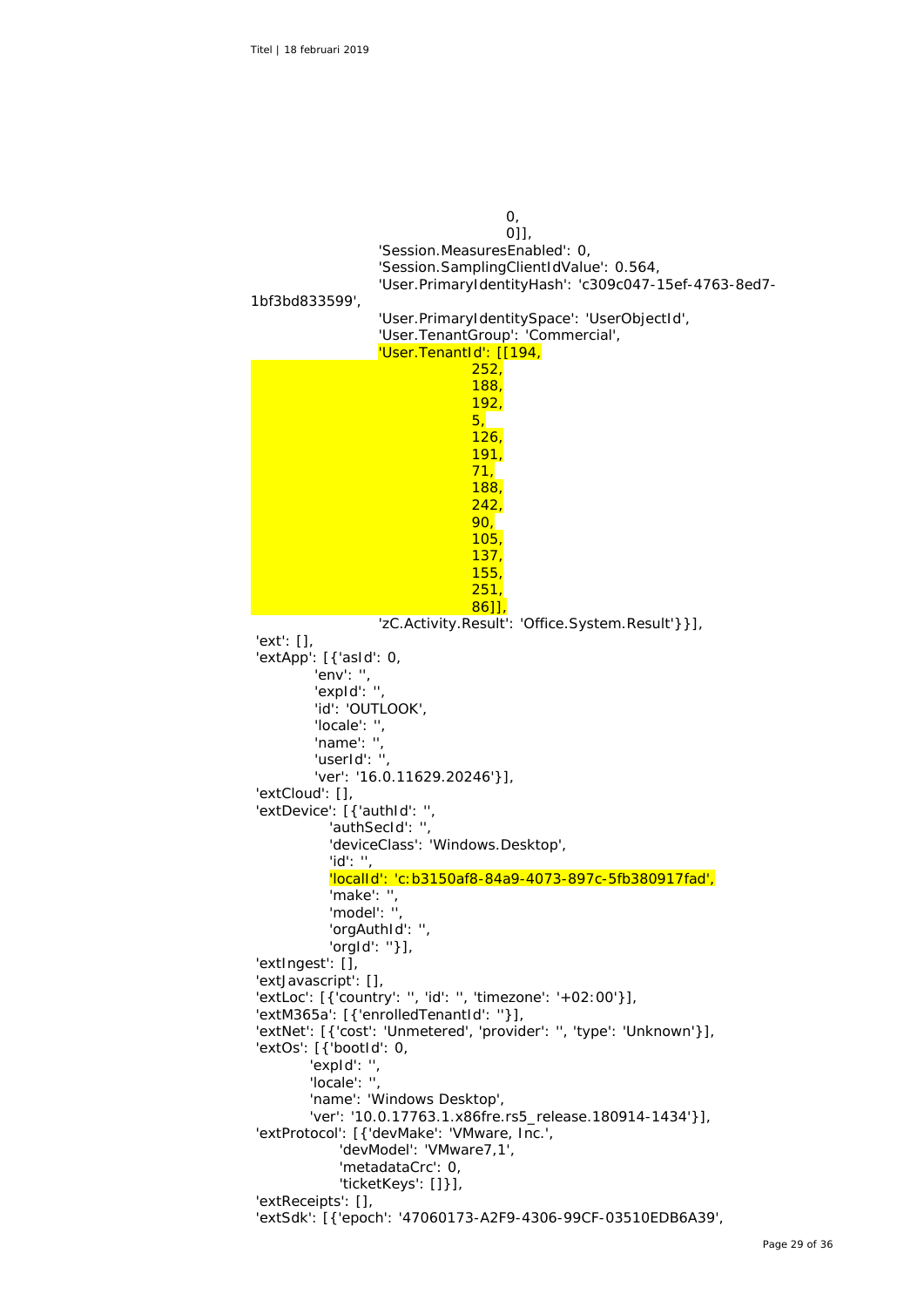```
                                        0,
                                        0]],
                    'Session.MeasuresEnabled': 0,
                    'Session.SamplingClientIdValue': 0.564,
                    'User.PrimaryIdentityHash': 'c309c047-15ef-4763-8ed7-
1bf3bd833599',
                    'User.PrimaryIdentitySpace': 'UserObjectId',
                    'User.TenantGroup': 'Commercial',
                    'User.TenantId': [[194,
                                    252,
                                    188,
                                    192,
                                    5,
                                    126,
                                    191,
                                    71,
                                    188,
                                    242,
                                    90,
                                    105,
                                    137,
                                    155,
                                    251,
                                    86]],
                    'zC.Activity.Result': 'Office.System.Result'}}],
 'ext': [],
 'extApp': [{'asId': 0,
           'env': '',
           'expId': '',
           'id': 'OUTLOOK',
           'locale': '',
           'name': '',
           'userId': '',
           'ver': '16.0.11629.20246'}],
 'extCloud': [],
 'extDevice': [{'authId': '',
              'authSecId': '',
              'deviceClass': 'Windows.Desktop',
              'id': '',
              'localId': 'c:b3150af8-84a9-4073-897c-5fb380917fad',
              'make': '',
              'model': '',
              'orgAuthId': '',
              'orgId': ''}],
 'extIngest': [],
 'extJavascript': [],
 'extLoc': [{'country': '', 'id': '', 'timezone': '+02:00'}],
 'extM365a': [{'enrolledTenantId': ''}],
 'extNet': [{'cost': 'Unmetered', 'provider': '', 'type': 'Unknown'}],
 'extOs': [{'bootId': 0,
          'expId': '',
          'locale': '',
          'name': 'Windows Desktop',
          'ver': '10.0.17763.1.x86fre.rs5_release.180914-1434'}],
 'extProtocol': [{'devMake': 'VMware, Inc.',
                'devModel': 'VMware7,1',
                'metadataCrc': 0,
                'ticketKeys': []}],
 'extReceipts': [],
 'extSdk': [{'epoch': '47060173-A2F9-4306-99CF-03510EDB6A39',
```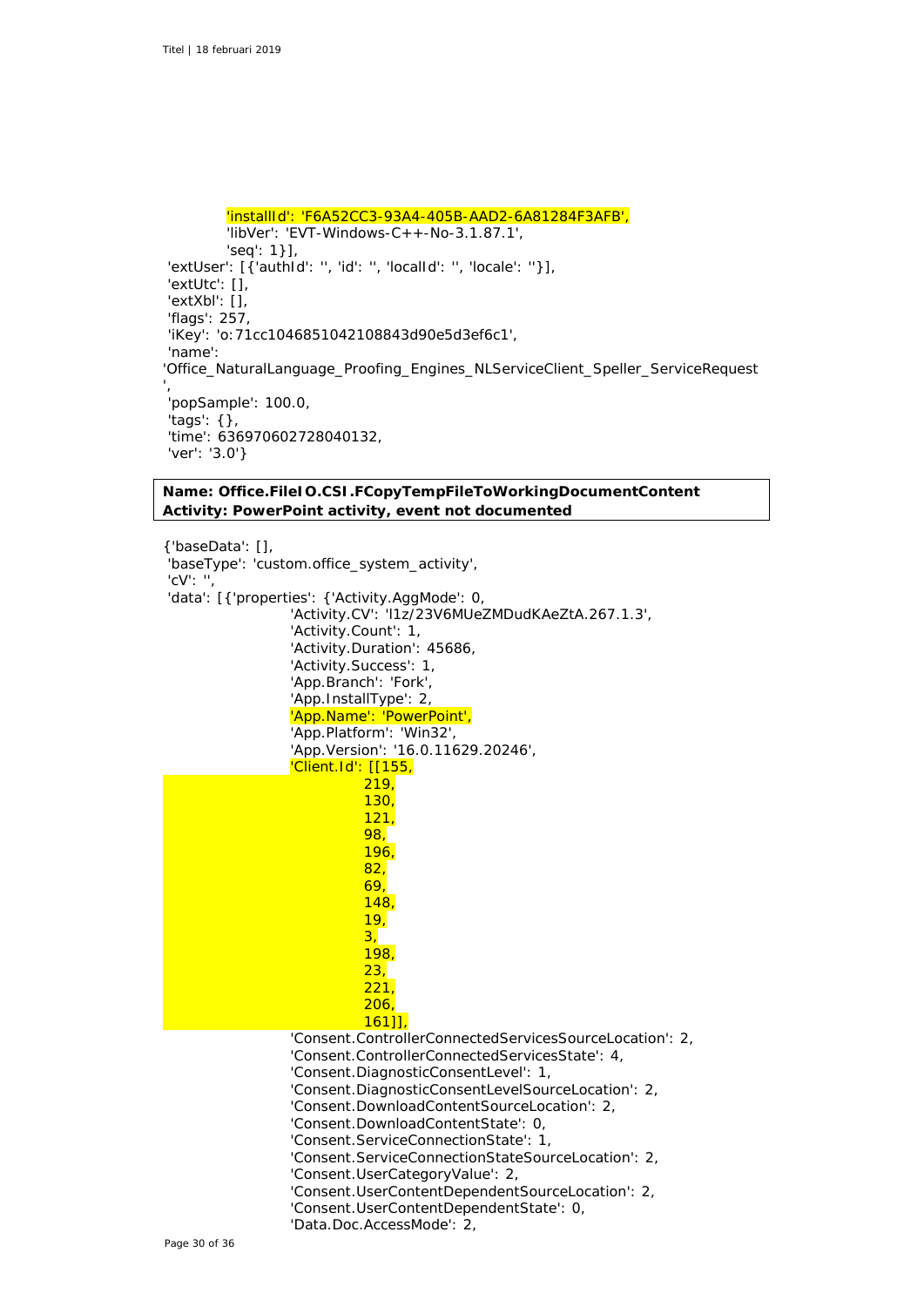```
            'installId': 'F6A52CC3-93A4-405B-AAD2-6A81284F3AFB',
            'libVer': 'EVT-Windows-C++-No-3.1.87.1',
            'seq': 1}],
 'extUser': [{'authId': '', 'id': '', 'localId': '', 'locale': ''}],
 'extUtc': [],
 'extXbl': [],
 'flags': 257,
 'iKey': 'o:71cc1046851042108843d90e5d3ef6c1',
 'name':
'Office_NaturalLanguage_Proofing_Engines_NLServiceClient_Speller_ServiceRequest
',
 'popSample': 100.0,
 'tags': {},
 'time': 636970602728040132,
 'ver': '3.0'}
```

**Name: Office.FileIO.CSI.FCopyTempFileToWorkingDocumentContent**
**Activity: PowerPoint activity, event not documented**

```
{'baseData': [],
 'baseType': 'custom.office_system_activity',
 'cV': '',
 'data': [{'properties': {'Activity.AggMode': 0,
                          'Activity.CV': 'l1z/23V6MUeZMDudKAeZtA.267.1.3',
                          'Activity.Count': 1,
                          'Activity.Duration': 45686,
                          'Activity.Success': 1,
                          'App.Branch': 'Fork',
                          'App.InstallType': 2,
                          'App.Name': 'PowerPoint',
                          'App.Platform': 'Win32',
                          'App.Version': '16.0.11629.20246',
                          'Client.Id': [[155,
                                         219,
                                         130,
                                         121,
                                         98,
                                         196,
                                         82,
                                         69,
                                         148,
                                         19,
                                         3,
                                         198,
                                         23,
                                         221,
                                         206,
                                         161]],
                          'Consent.ControllerConnectedServicesSourceLocation': 2,
                          'Consent.ControllerConnectedServicesState': 4,
                          'Consent.DiagnosticConsentLevel': 1,
                          'Consent.DiagnosticConsentLevelSourceLocation': 2,
                          'Consent.DownloadContentSourceLocation': 2,
                          'Consent.DownloadContentState': 0,
                          'Consent.ServiceConnectionState': 1,
                          'Consent.ServiceConnectionStateSourceLocation': 2,
                          'Consent.UserCategoryValue': 2,
                          'Consent.UserContentDependentSourceLocation': 2,
                          'Consent.UserContentDependentState': 0,
                          'Data.Doc.AccessMode': 2,
```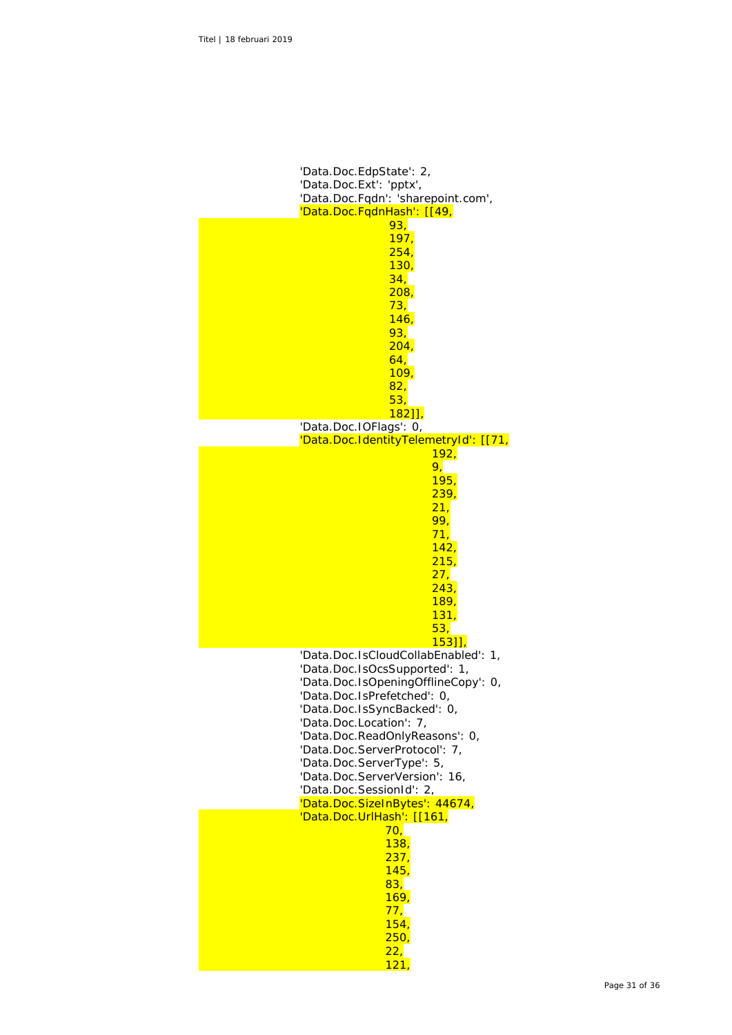```
'Data.Doc.EdpState': 2,
'Data.Doc.Ext': 'pptx',
'Data.Doc.Fqdn': 'sharepoint.com',
'Data.Doc.FqdnHash': [[49,
                     93,
                     197,
                     254,
                     130,
                     34,
                     208,
                     73,
                     146,
                     93,
                     204,
                     64,
                     109,
                     82,
                     53,
                     182]],
'Data.Doc.IOFlags': 0,
'Data.Doc.IdentityTelemetryId': [[71,
                                  192,
                                  9,
                                  195,
                                  239,
                                  21,
                                  99,
                                  71,
                                  142,
                                  215,
                                  27,
                                  243,
                                  189,
                                  131,
                                  53,
                                  153]],
'Data.Doc.IsCloudCollabEnabled': 1,
'Data.Doc.IsOcsSupported': 1,
'Data.Doc.IsOpeningOfflineCopy': 0,
'Data.Doc.IsPrefetched': 0,
'Data.Doc.IsSyncBacked': 0,
'Data.Doc.Location': 7,
'Data.Doc.ReadOnlyReasons': 0,
'Data.Doc.ServerProtocol': 7,
'Data.Doc.ServerType': 5,
'Data.Doc.ServerVersion': 16,
'Data.Doc.SessionId': 2,
'Data.Doc.SizeInBytes': 44674,
'Data.Doc.UrlHash': [[161,
                    70,
                    138,
                    237,
                    145,
                    83,
                    169,
                    77,
                    154,
                    250,
                    22,
                    121,
```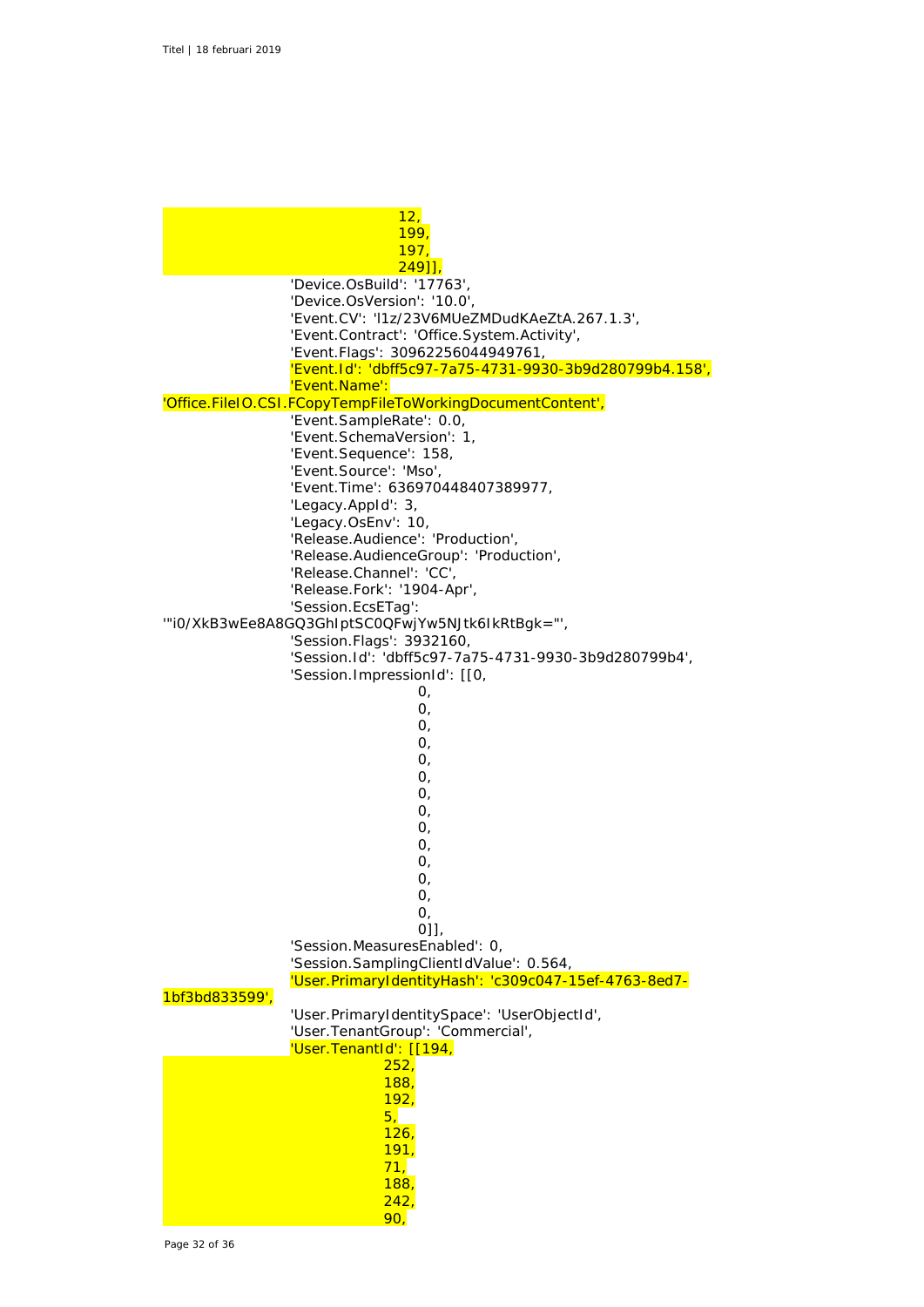```
                                        12,
                                        199,
                                        197,
                                        249]],
                  'Device.OsBuild': '17763',
                  'Device.OsVersion': '10.0',
                  'Event.CV': 'l1z/23V6MUeZMDudKAeZtA.267.1.3',
                  'Event.Contract': 'Office.System.Activity',
                  'Event.Flags': 30962256044949761,
                  'Event.Id': 'dbff5c97-7a75-4731-9930-3b9d280799b4.158',
                  'Event.Name':
'Office.FileIO.CSI.FCopyTempFileToWorkingDocumentContent',
                  'Event.SampleRate': 0.0,
                  'Event.SchemaVersion': 1,
                  'Event.Sequence': 158,
                  'Event.Source': 'Mso',
                  'Event.Time': 636970448407389977,
                  'Legacy.AppId': 3,
                  'Legacy.OsEnv': 10,
                  'Release.Audience': 'Production',
                  'Release.AudienceGroup': 'Production',
                  'Release.Channel': 'CC',
                  'Release.Fork': '1904-Apr',
                  'Session.EcsETag':
'"i0/XkB3wEe8A8GQ3GhIptSC0QFwjYw5NJtk6IkRtBgk="',
                  'Session.Flags': 3932160,
                  'Session.Id': 'dbff5c97-7a75-4731-9930-3b9d280799b4',
                  'Session.ImpressionId': [[0,
                                            0,
                                            0,
                                            0,
                                            0,
                                            0,
                                            0,
                                            0,
                                            0,
                                            0,
                                            0,
                                            0,
                                            0,
                                            0,
                                            0,
                                            0]],
                  'Session.MeasuresEnabled': 0,
                  'Session.SamplingClientIdValue': 0.564,
                  'User.PrimaryIdentityHash': 'c309c047-15ef-4763-8ed7-
1bf3bd833599',
                  'User.PrimaryIdentitySpace': 'UserObjectId',
                  'User.TenantGroup': 'Commercial',
                  'User.TenantId': [[194,
                                    252,
                                    188,
                                    192,
                                    5,
                                    126,
                                    191,
                                    71,
                                    188,
                                    242,
                                    90,
```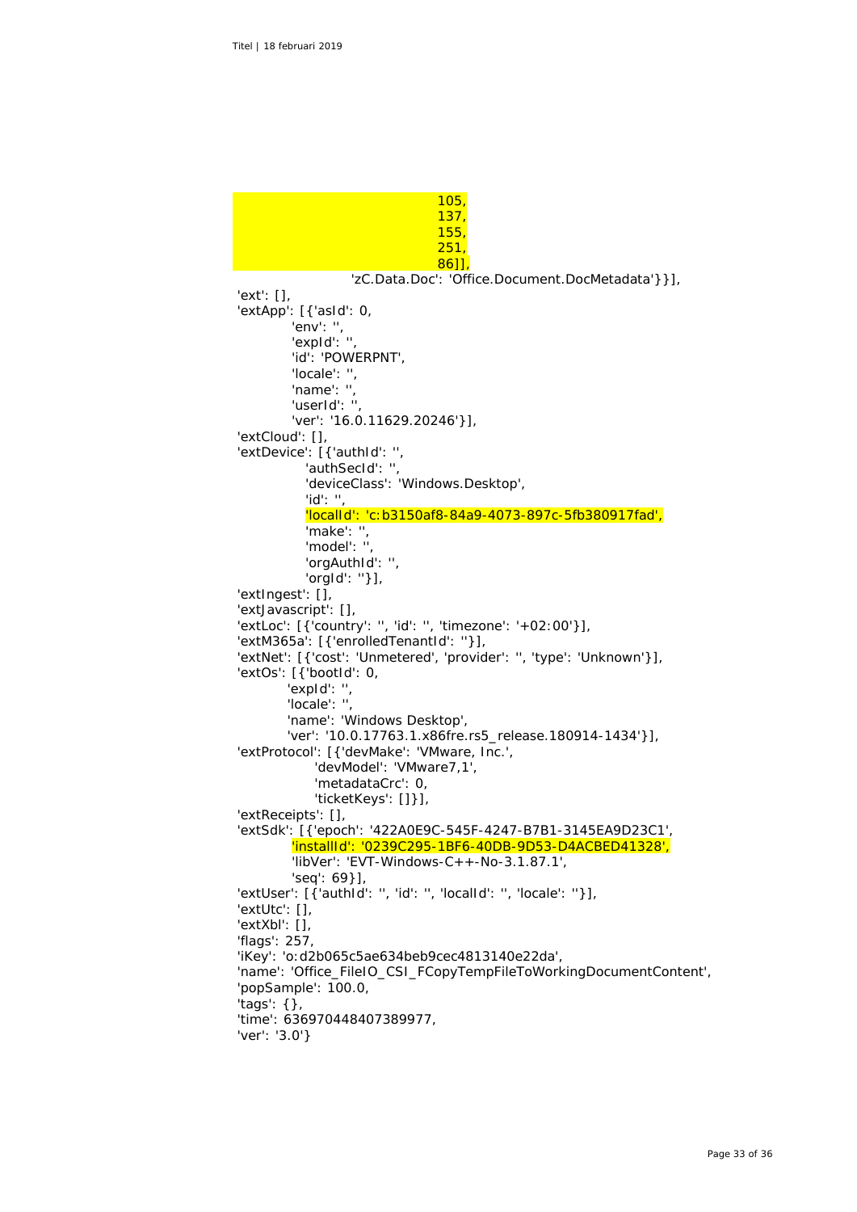```
                                        105,
                                        137,
                                        155,
                                        251,
                                        86]],
                    'zC.Data.Doc': 'Office.Document.DocMetadata'}}],
 'ext': [],
 'extApp': [{'asId': 0,
             'env': '',
             'expId': '',
             'id': 'POWERPNT',
             'locale': '',
             'name': '',
             'userId': '',
             'ver': '16.0.11629.20246'}],
 'extCloud': [],
 'extDevice': [{'authId': '',
                'authSecId': '',
                'deviceClass': 'Windows.Desktop',
                'id': '',
                'localId': 'c:b3150af8-84a9-4073-897c-5fb380917fad',
                'make': '',
                'model': '',
                'orgAuthId': '',
                'orgId': ''}],
 'extIngest': [],
 'extJavascript': [],
 'extLoc': [{'country': '', 'id': '', 'timezone': '+02:00'}],
 'extM365a': [{'enrolledTenantId': ''}],
 'extNet': [{'cost': 'Unmetered', 'provider': '', 'type': 'Unknown'}],
 'extOs': [{'bootId': 0,
            'expId': '',
            'locale': '',
            'name': 'Windows Desktop',
            'ver': '10.0.17763.1.x86fre.rs5_release.180914-1434'}],
 'extProtocol': [{'devMake': 'VMware, Inc.',
                  'devModel': 'VMware7,1',
                  'metadataCrc': 0,
                  'ticketKeys': []}],
 'extReceipts': [],
 'extSdk': [{'epoch': '422A0E9C-545F-4247-B7B1-3145EA9D23C1',
             'installId': '0239C295-1BF6-40DB-9D53-D4ACBED41328',
             'libVer': 'EVT-Windows-C++-No-3.1.87.1',
             'seq': 69}],
 'extUser': [{'authId': '', 'id': '', 'localId': '', 'locale': ''}],
 'extUtc': [],
 'extXbl': [],
 'flags': 257,
 'iKey': 'o:d2b065c5ae634beb9cec4813140e22da',
 'name': 'Office_FileIO_CSI_FCopyTempFileToWorkingDocumentContent',
 'popSample': 100.0,
 'tags': {},
 'time': 636970448407389977,
 'ver': '3.0'}
```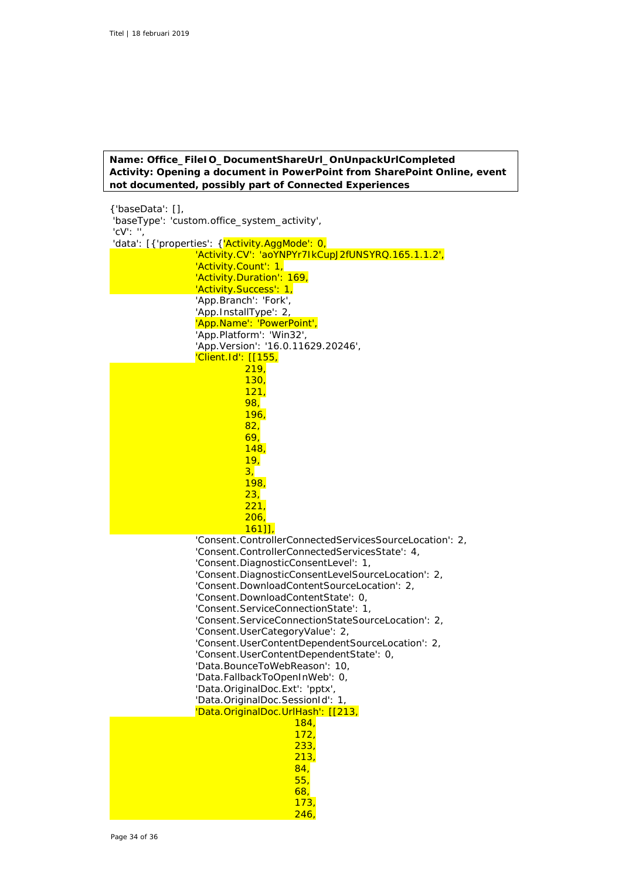**Name: Office_FileIO_DocumentShareUrl_OnUnpackUrlCompleted**
**Activity: Opening a document in PowerPoint from SharePoint Online, event not documented, possibly part of Connected Experiences**

```
{'baseData': [],
 'baseType': 'custom.office_system_activity',
 'cV': '',
 'data': [{'properties': {'Activity.AggMode': 0,
                     'Activity.CV': 'aoYNPYr7IkCupJ2fUNSYRQ.165.1.1.2',
                     'Activity.Count': 1,
                     'Activity.Duration': 169,
                     'Activity.Success': 1,
                     'App.Branch': 'Fork',
                     'App.InstallType': 2,
                     'App.Name': 'PowerPoint',
                     'App.Platform': 'Win32',
                     'App.Version': '16.0.11629.20246',
                     'Client.Id': [[155,
                                 219,
                                 130,
                                 121,
                                 98,
                                 196,
                                 82,
                                 69,
                                 148,
                                 19,
                                 3,
                                 198,
                                 23,
                                 221,
                                 206,
                                 161]],
                     'Consent.ControllerConnectedServicesSourceLocation': 2,
                     'Consent.ControllerConnectedServicesState': 4,
                     'Consent.DiagnosticConsentLevel': 1,
                     'Consent.DiagnosticConsentLevelSourceLocation': 2,
                     'Consent.DownloadContentSourceLocation': 2,
                     'Consent.DownloadContentState': 0,
                     'Consent.ServiceConnectionState': 1,
                     'Consent.ServiceConnectionStateSourceLocation': 2,
                     'Consent.UserCategoryValue': 2,
                     'Consent.UserContentDependentSourceLocation': 2,
                     'Consent.UserContentDependentState': 0,
                     'Data.BounceToWebReason': 10,
                     'Data.FallbackToOpenInWeb': 0,
                     'Data.OriginalDoc.Ext': 'pptx',
                     'Data.OriginalDoc.SessionId': 1,
                     'Data.OriginalDoc.UrlHash': [[213,
                                                184,
                                                172,
                                                233,
                                                213,
                                                84,
                                                55,
                                                68,
                                                173,
                                                246,
```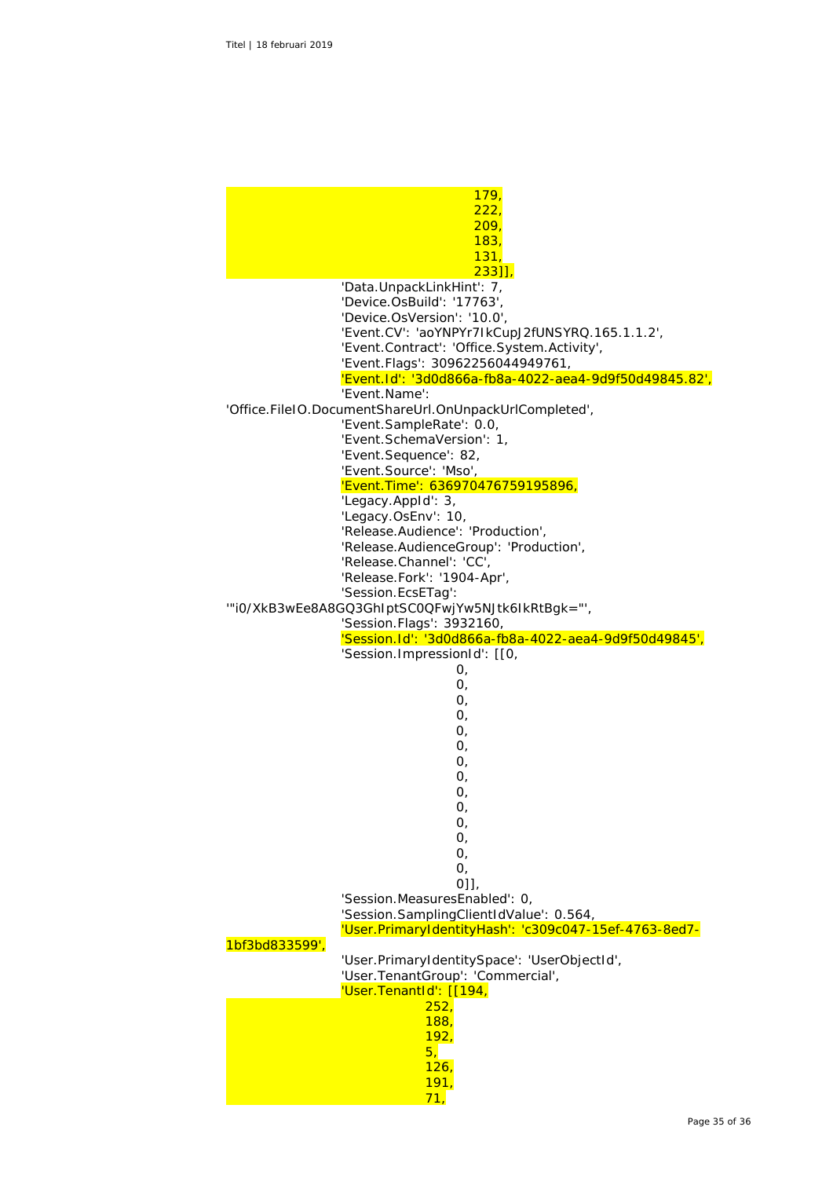```
                                        179,
                                        222,
                                        209,
                                        183,
                                        131,
                                        233]],
                  'Data.UnpackLinkHint': 7,
                  'Device.OsBuild': '17763',
                  'Device.OsVersion': '10.0',
                  'Event.CV': 'aoYNPYr7IkCupJ2fUNSYRQ.165.1.1.2',
                  'Event.Contract': 'Office.System.Activity',
                  'Event.Flags': 30962256044949761,
                  'Event.Id': '3d0d866a-fb8a-4022-aea4-9d9f50d49845.82',
                  'Event.Name':
'Office.FileIO.DocumentShareUrl.OnUnpackUrlCompleted',
                  'Event.SampleRate': 0.0,
                  'Event.SchemaVersion': 1,
                  'Event.Sequence': 82,
                  'Event.Source': 'Mso',
                  'Event.Time': 636970476759195896,
                  'Legacy.AppId': 3,
                  'Legacy.OsEnv': 10,
                  'Release.Audience': 'Production',
                  'Release.AudienceGroup': 'Production',
                  'Release.Channel': 'CC',
                  'Release.Fork': '1904-Apr',
                  'Session.EcsETag':
'"i0/XkB3wEe8A8GQ3GhIptSC0QFwjYw5NJtk6IkRtBgk="',
                  'Session.Flags': 3932160,
                  'Session.Id': '3d0d866a-fb8a-4022-aea4-9d9f50d49845',
                  'Session.ImpressionId': [[0,
                                     0,
                                     0,
                                     0,
                                     0,
                                     0,
                                     0,
                                     0,
                                     0,
                                     0,
                                     0,
                                     0,
                                     0,
                                     0,
                                     0,
                                     0]],
                  'Session.MeasuresEnabled': 0,
                  'Session.SamplingClientIdValue': 0.564,
                  'User.PrimaryIdentityHash': 'c309c047-15ef-4763-8ed7-
1bf3bd833599',
                  'User.PrimaryIdentitySpace': 'UserObjectId',
                  'User.TenantGroup': 'Commercial',
                  'User.TenantId': [[194,
                                   252,
                                   188,
                                   192,
                                   5,
                                   126,
                                   191,
                                   71,
```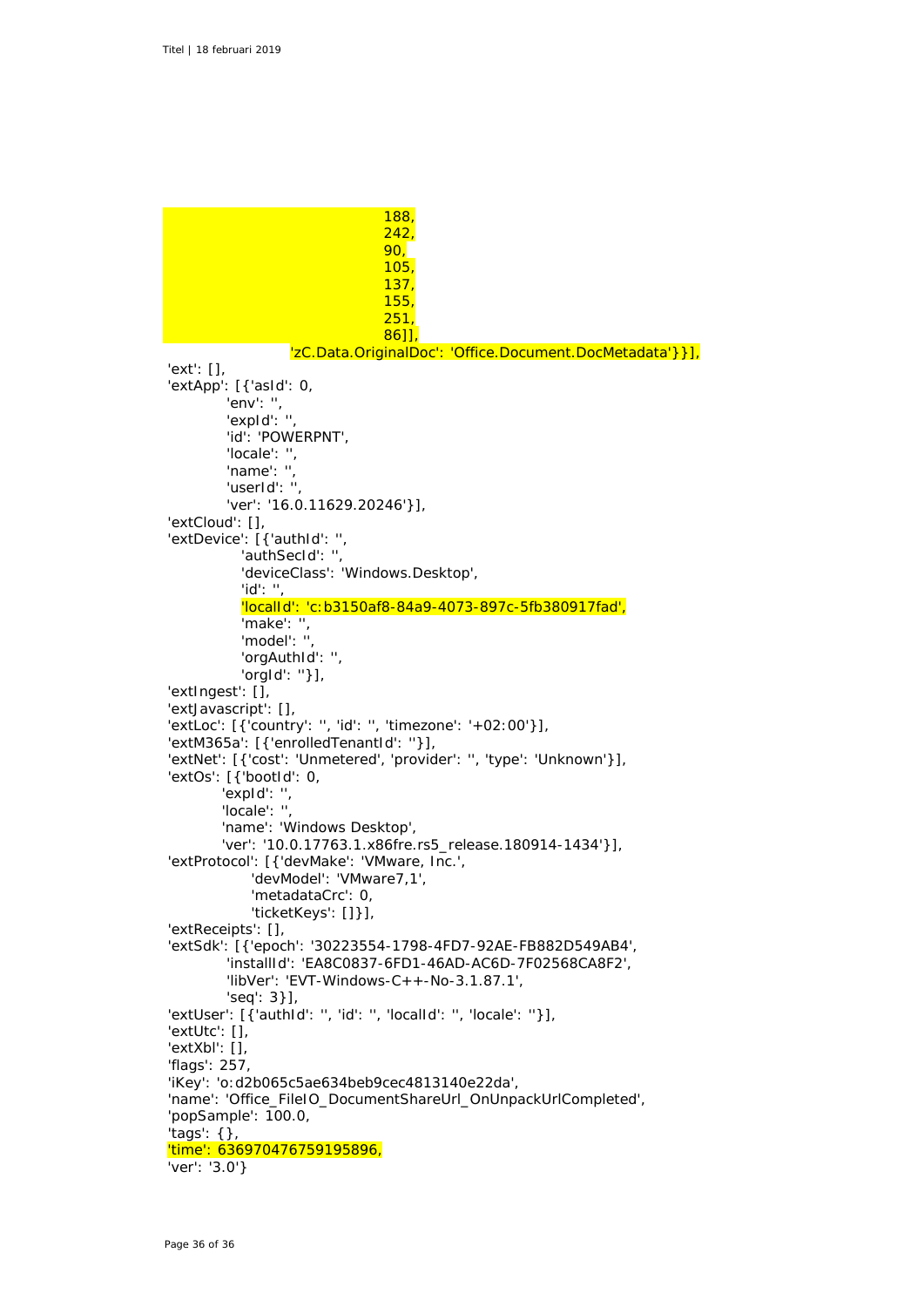```
                                                188,
                                                242,
                                                90,
                                                105,
                                                137,
                                                155,
                                                251,
                                                86]],
                          'zC.Data.OriginalDoc': 'Office.Document.DocMetadata'}}],
 'ext': [],
 'extApp': [{'asId': 0,
            'env': '',
            'expId': '',
            'id': 'POWERPNT',
            'locale': '',
            'name': '',
            'userId': '',
            'ver': '16.0.11629.20246'}],
 'extCloud': [],
 'extDevice': [{'authId': '',
               'authSecId': '',
               'deviceClass': 'Windows.Desktop',
               'id': '',
               'localId': 'c:b3150af8-84a9-4073-897c-5fb380917fad',
               'make': '',
               'model': '',
               'orgAuthId': '',
               'orgId': ''}],
 'extIngest': [],
 'extJavascript': [],
 'extLoc': [{'country': '', 'id': '', 'timezone': '+02:00'}],
 'extM365a': [{'enrolledTenantId': ''}],
 'extNet': [{'cost': 'Unmetered', 'provider': '', 'type': 'Unknown'}],
 'extOs': [{'bootId': 0,
           'expId': '',
           'locale': '',
           'name': 'Windows Desktop',
           'ver': '10.0.17763.1.x86fre.rs5_release.180914-1434'}],
 'extProtocol': [{'devMake': 'VMware, Inc.',
                 'devModel': 'VMware7,1',
                 'metadataCrc': 0,
                 'ticketKeys': []}],
 'extReceipts': [],
 'extSdk': [{'epoch': '30223554-1798-4FD7-92AE-FB882D549AB4',
            'installId': 'EA8C0837-6FD1-46AD-AC6D-7F02568CA8F2',
            'libVer': 'EVT-Windows-C++-No-3.1.87.1',
            'seq': 3}],
 'extUser': [{'authId': '', 'id': '', 'localId': '', 'locale': ''}],
 'extUtc': [],
 'extXbl': [],
 'flags': 257,
 'iKey': 'o:d2b065c5ae634beb9cec4813140e22da',
 'name': 'Office_FileIO_DocumentShareUrl_OnUnpackUrlCompleted',
 'popSample': 100.0,
 'tags': {},
 'time': 636970476759195896,
 'ver': '3.0'}
```